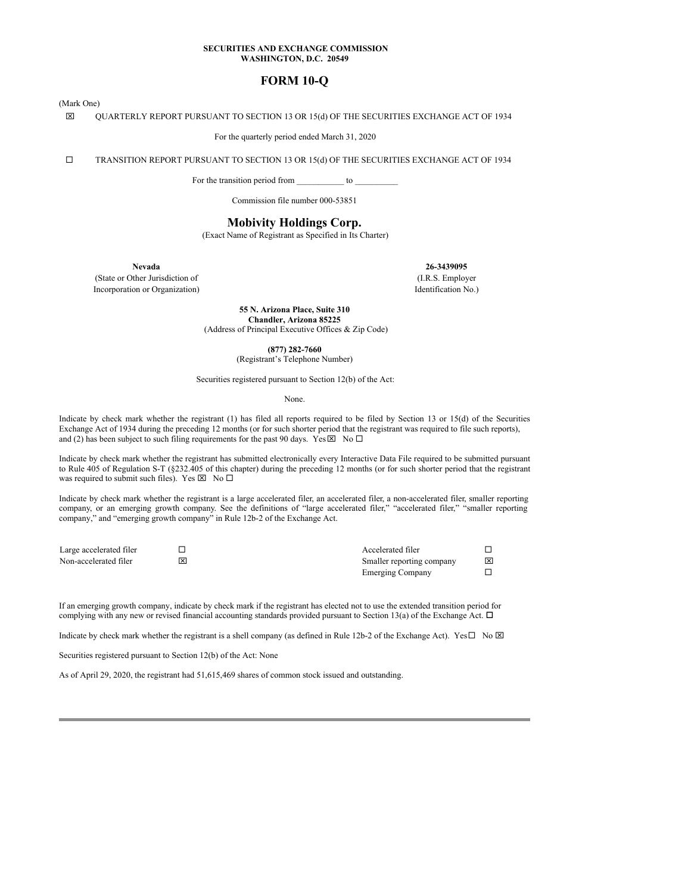**SECURITIES AND EXCHANGE COMMISSION**
**WASHINGTON, D.C. 20549**

# FORM 10-Q

(Mark One)

☒ QUARTERLY REPORT PURSUANT TO SECTION 13 OR 15(d) OF THE SECURITIES EXCHANGE ACT OF 1934

For the quarterly period ended March 31, 2020

☐ TRANSITION REPORT PURSUANT TO SECTION 13 OR 15(d) OF THE SECURITIES EXCHANGE ACT OF 1934

For the transition period from \_\_\_\_\_\_\_\_\_\_\_ to \_\_\_\_\_\_\_\_\_\_

Commission file number 000-53851

## Mobivity Holdings Corp.

(Exact Name of Registrant as Specified in Its Charter)

| **Nevada** | **26-3439095** |
|---|---|
| (State or Other Jurisdiction of Incorporation or Organization) | (I.R.S. Employer Identification No.) |

**55 N. Arizona Place, Suite 310**
**Chandler, Arizona 85225**
(Address of Principal Executive Offices & Zip Code)

**(877) 282-7660**
(Registrant's Telephone Number)

Securities registered pursuant to Section 12(b) of the Act:

None.

Indicate by check mark whether the registrant (1) has filed all reports required to be filed by Section 13 or 15(d) of the Securities Exchange Act of 1934 during the preceding 12 months (or for such shorter period that the registrant was required to file such reports), and (2) has been subject to such filing requirements for the past 90 days. Yes ☒ No ☐

Indicate by check mark whether the registrant has submitted electronically every Interactive Data File required to be submitted pursuant to Rule 405 of Regulation S-T (§232.405 of this chapter) during the preceding 12 months (or for such shorter period that the registrant was required to submit such files). Yes ☒ No ☐

Indicate by check mark whether the registrant is a large accelerated filer, an accelerated filer, a non-accelerated filer, smaller reporting company, or an emerging growth company. See the definitions of "large accelerated filer," "accelerated filer," "smaller reporting company," and "emerging growth company" in Rule 12b-2 of the Exchange Act.

| | | | |
|---|---|---|---|
| Large accelerated filer | ☐ | Accelerated filer | ☐ |
| Non-accelerated filer | ☒ | Smaller reporting company | ☒ |
| | | Emerging Company | ☐ |

If an emerging growth company, indicate by check mark if the registrant has elected not to use the extended transition period for complying with any new or revised financial accounting standards provided pursuant to Section 13(a) of the Exchange Act. ☐

Indicate by check mark whether the registrant is a shell company (as defined in Rule 12b-2 of the Exchange Act). Yes ☐ No ☒

Securities registered pursuant to Section 12(b) of the Act: None

As of April 29, 2020, the registrant had 51,615,469 shares of common stock issued and outstanding.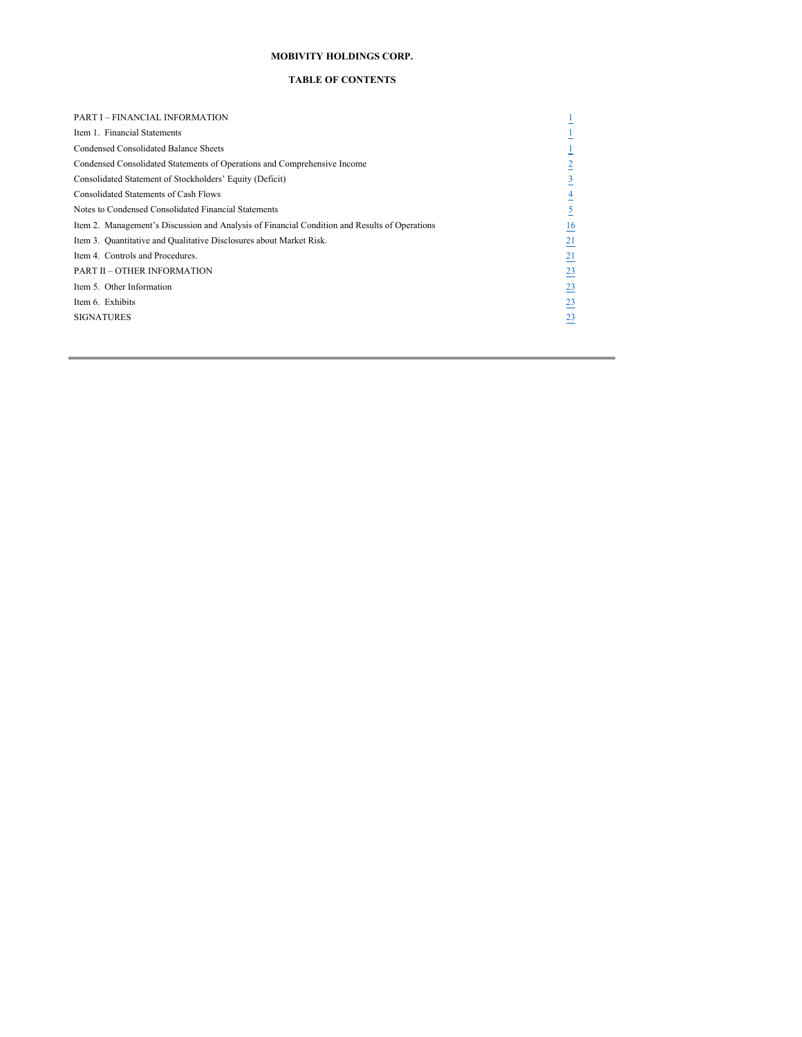**MOBIVITY HOLDINGS CORP.**

**TABLE OF CONTENTS**

| | |
|---|---|
| PART I – FINANCIAL INFORMATION | 1 |
| Item 1. Financial Statements | 1 |
| Condensed Consolidated Balance Sheets | 1 |
| Condensed Consolidated Statements of Operations and Comprehensive Income | 2 |
| Consolidated Statement of Stockholders' Equity (Deficit) | 3 |
| Consolidated Statements of Cash Flows | 4 |
| Notes to Condensed Consolidated Financial Statements | 5 |
| Item 2. Management's Discussion and Analysis of Financial Condition and Results of Operations | 16 |
| Item 3. Quantitative and Qualitative Disclosures about Market Risk. | 21 |
| Item 4. Controls and Procedures. | 21 |
| PART II – OTHER INFORMATION | 23 |
| Item 5. Other Information | 23 |
| Item 6. Exhibits | 23 |
| SIGNATURES | 23 |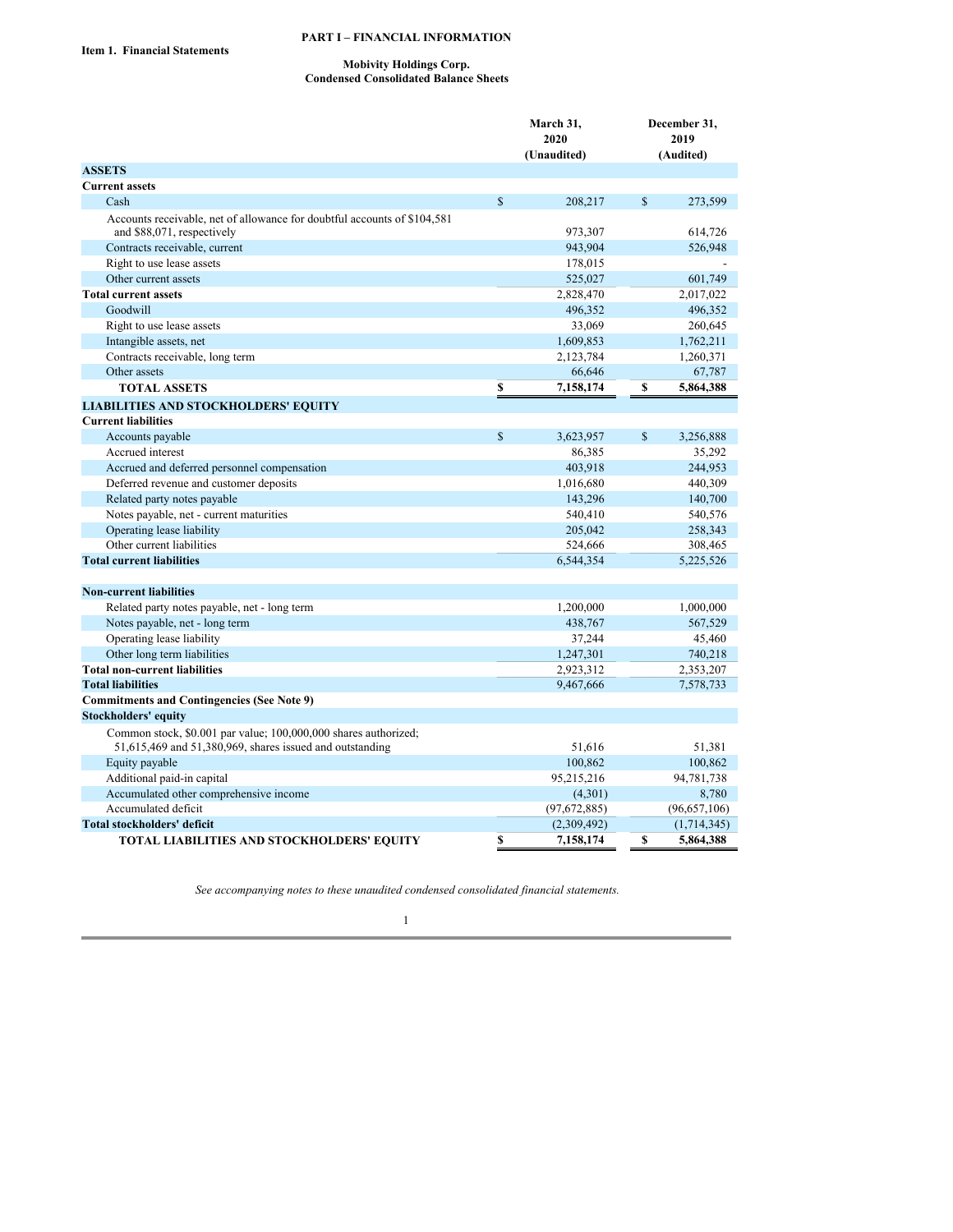# PART I – FINANCIAL INFORMATION

## Item 1. Financial Statements

**Mobivity Holdings Corp.**
**Condensed Consolidated Balance Sheets**

| | March 31, 2020 (Unaudited) | December 31, 2019 (Audited) |
|---|---|---|
| **ASSETS** | | |
| **Current assets** | | |
| Cash | $ 208,217 | $ 273,599 |
| Accounts receivable, net of allowance for doubtful accounts of $104,581 and $88,071, respectively | 973,307 | 614,726 |
| Contracts receivable, current | 943,904 | 526,948 |
| Right to use lease assets | 178,015 | - |
| Other current assets | 525,027 | 601,749 |
| **Total current assets** | 2,828,470 | 2,017,022 |
| Goodwill | 496,352 | 496,352 |
| Right to use lease assets | 33,069 | 260,645 |
| Intangible assets, net | 1,609,853 | 1,762,211 |
| Contracts receivable, long term | 2,123,784 | 1,260,371 |
| Other assets | 66,646 | 67,787 |
| **TOTAL ASSETS** | **$ 7,158,174** | **$ 5,864,388** |
| **LIABILITIES AND STOCKHOLDERS' EQUITY** | | |
| **Current liabilities** | | |
| Accounts payable | $ 3,623,957 | $ 3,256,888 |
| Accrued interest | 86,385 | 35,292 |
| Accrued and deferred personnel compensation | 403,918 | 244,953 |
| Deferred revenue and customer deposits | 1,016,680 | 440,309 |
| Related party notes payable | 143,296 | 140,700 |
| Notes payable, net - current maturities | 540,410 | 540,576 |
| Operating lease liability | 205,042 | 258,343 |
| Other current liabilities | 524,666 | 308,465 |
| **Total current liabilities** | 6,544,354 | 5,225,526 |
| | | |
| **Non-current liabilities** | | |
| Related party notes payable, net - long term | 1,200,000 | 1,000,000 |
| Notes payable, net - long term | 438,767 | 567,529 |
| Operating lease liability | 37,244 | 45,460 |
| Other long term liabilities | 1,247,301 | 740,218 |
| **Total non-current liabilities** | 2,923,312 | 2,353,207 |
| **Total liabilities** | 9,467,666 | 7,578,733 |
| **Commitments and Contingencies (See Note 9)** | | |
| **Stockholders' equity** | | |
| Common stock, $0.001 par value; 100,000,000 shares authorized; 51,615,469 and 51,380,969, shares issued and outstanding | 51,616 | 51,381 |
| Equity payable | 100,862 | 100,862 |
| Additional paid-in capital | 95,215,216 | 94,781,738 |
| Accumulated other comprehensive income | (4,301) | 8,780 |
| Accumulated deficit | (97,672,885) | (96,657,106) |
| **Total stockholders' deficit** | (2,309,492) | (1,714,345) |
| **TOTAL LIABILITIES AND STOCKHOLDERS' EQUITY** | **$ 7,158,174** | **$ 5,864,388** |

*See accompanying notes to these unaudited condensed consolidated financial statements.*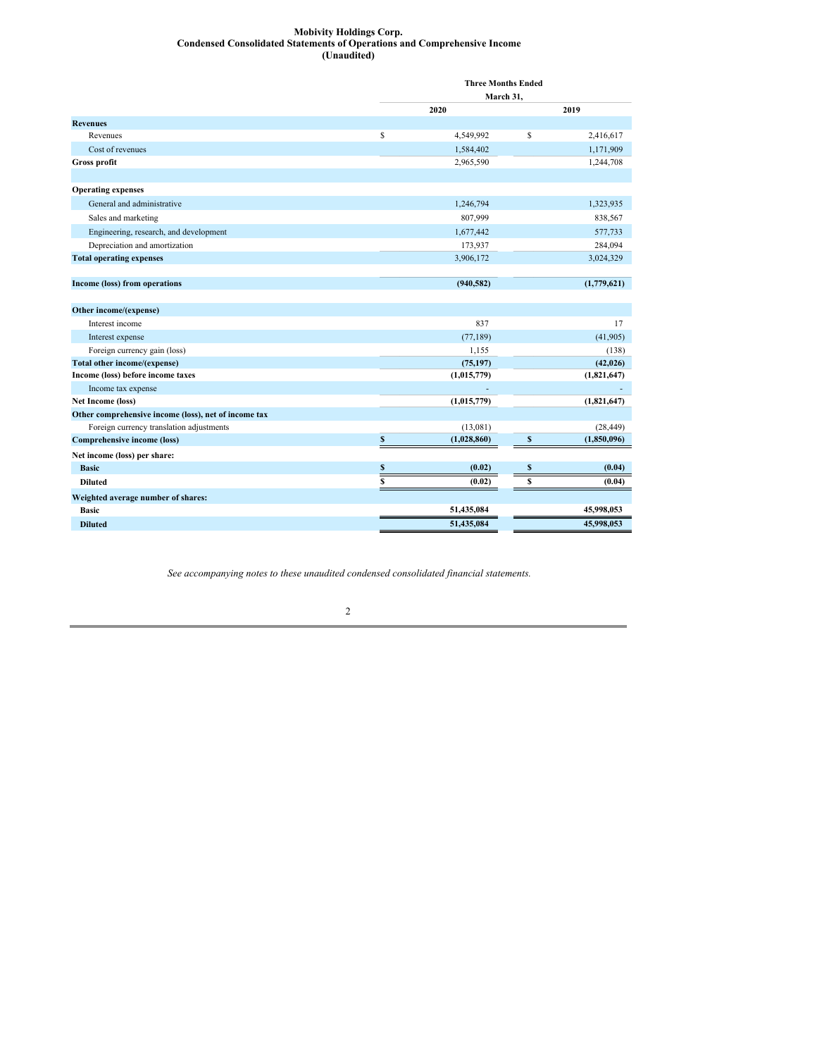**Mobivity Holdings Corp.**
**Condensed Consolidated Statements of Operations and Comprehensive Income**
**(Unaudited)**

| | Three Months Ended March 31, | |
|---|---|---|
| | 2020 | 2019 |
| **Revenues** | | |
| Revenues | $ 4,549,992 | $ 2,416,617 |
| Cost of revenues | 1,584,402 | 1,171,909 |
| **Gross profit** | 2,965,590 | 1,244,708 |
| | | |
| **Operating expenses** | | |
| General and administrative | 1,246,794 | 1,323,935 |
| Sales and marketing | 807,999 | 838,567 |
| Engineering, research, and development | 1,677,442 | 577,733 |
| Depreciation and amortization | 173,937 | 284,094 |
| **Total operating expenses** | 3,906,172 | 3,024,329 |
| | | |
| **Income (loss) from operations** | **(940,582)** | **(1,779,621)** |
| | | |
| **Other income/(expense)** | | |
| Interest income | 837 | 17 |
| Interest expense | (77,189) | (41,905) |
| Foreign currency gain (loss) | 1,155 | (138) |
| **Total other income/(expense)** | **(75,197)** | **(42,026)** |
| **Income (loss) before income taxes** | **(1,015,779)** | **(1,821,647)** |
| Income tax expense | - | - |
| **Net Income (loss)** | **(1,015,779)** | **(1,821,647)** |
| **Other comprehensive income (loss), net of income tax** | | |
| Foreign currency translation adjustments | (13,081) | (28,449) |
| **Comprehensive income (loss)** | **$ (1,028,860)** | **$ (1,850,096)** |
| **Net income (loss) per share:** | | |
| **Basic** | **$ (0.02)** | **$ (0.04)** |
| **Diluted** | **$ (0.02)** | **$ (0.04)** |
| **Weighted average number of shares:** | | |
| **Basic** | **51,435,084** | **45,998,053** |
| **Diluted** | **51,435,084** | **45,998,053** |

*See accompanying notes to these unaudited condensed consolidated financial statements.*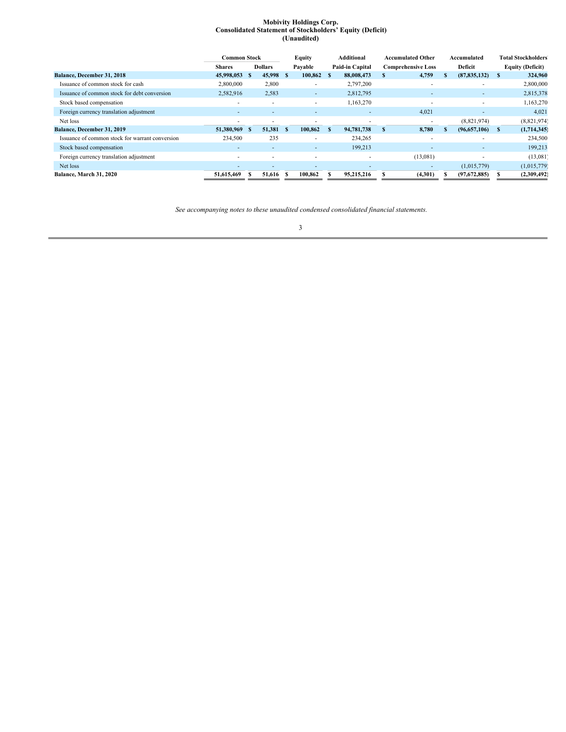**Mobivity Holdings Corp.**
**Consolidated Statement of Stockholders' Equity (Deficit)**
**(Unaudited)**

| | Common Stock | | Equity | Additional | Accumulated Other | Accumulated | Total Stockholders' |
|---|---|---|---|---|---|---|---|
| | Shares | Dollars | Payable | Paid-in Capital | Comprehensive Loss | Deficit | Equity (Deficit) |
| **Balance, December 31, 2018** | **45,998,053** | **$ 45,998** | **$ 100,862** | **$ 88,008,473** | **$ 4,759** | **$ (87,835,132)** | **$ 324,960** |
| Issuance of common stock for cash | 2,800,000 | 2,800 | - | 2,797,200 | - | - | 2,800,000 |
| Issuance of common stock for debt conversion | 2,582,916 | 2,583 | - | 2,812,795 | - | - | 2,815,378 |
| Stock based compensation | - | - | - | 1,163,270 | - | - | 1,163,270 |
| Foreign currency translation adjustment | - | - | - | - | 4,021 | - | 4,021 |
| Net loss | - | - | - | - | - | (8,821,974) | (8,821,974) |
| **Balance, December 31, 2019** | **51,380,969** | **$ 51,381** | **$ 100,862** | **$ 94,781,738** | **$ 8,780** | **$ (96,657,106)** | **$ (1,714,345)** |
| Issuance of common stock for warrant conversion | 234,500 | 235 | - | 234,265 | - | - | 234,500 |
| Stock based compensation | - | - | - | 199,213 | - | - | 199,213 |
| Foreign currency translation adjustment | - | - | - | - | (13,081) | - | (13,081) |
| Net loss | - | - | - | - | - | (1,015,779) | (1,015,779) |
| **Balance, March 31, 2020** | **51,615,469** | **$ 51,616** | **$ 100,862** | **$ 95,215,216** | **$ (4,301)** | **$ (97,672,885)** | **$ (2,309,492)** |

*See accompanying notes to these unaudited condensed consolidated financial statements.*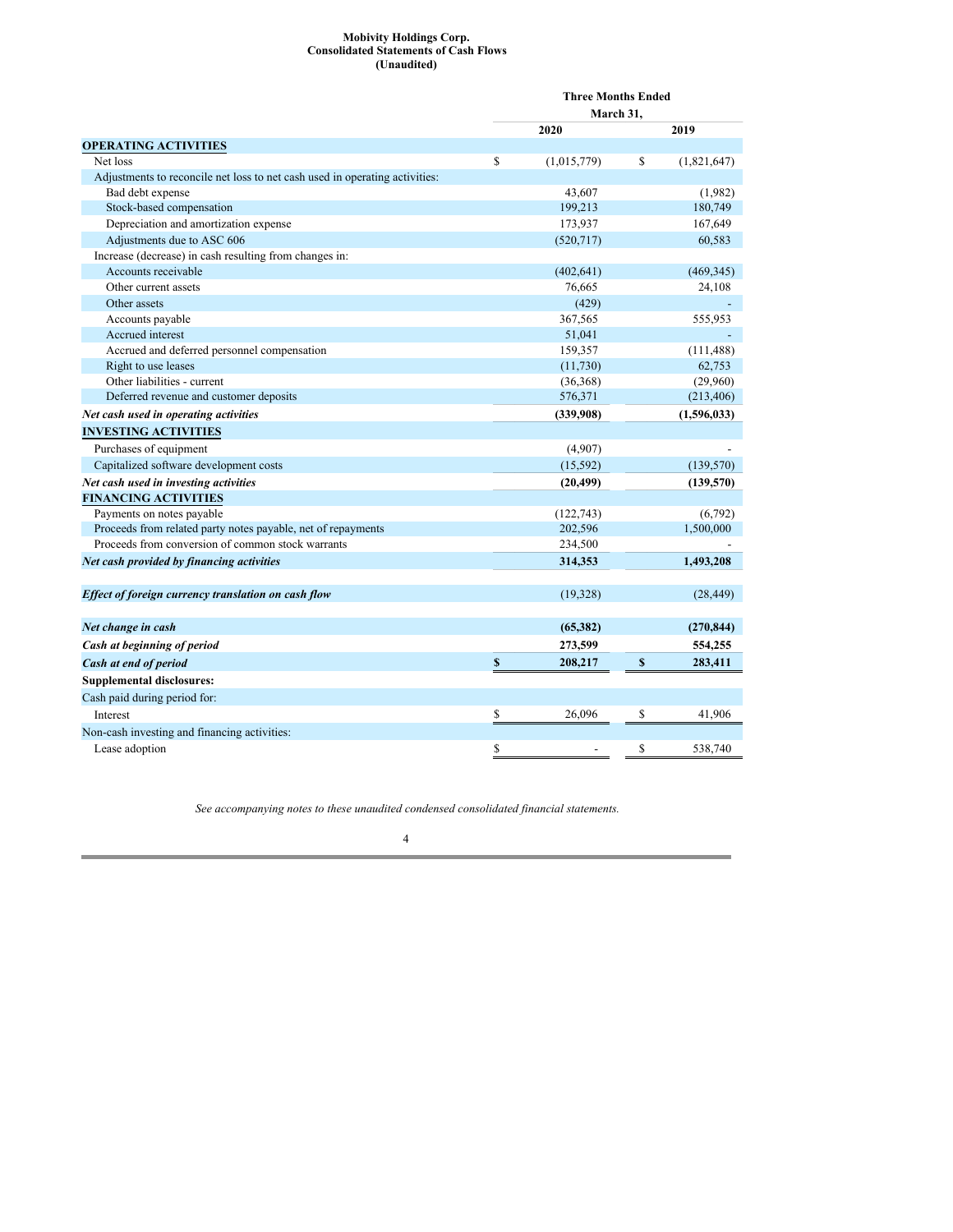**Mobivity Holdings Corp.**
**Consolidated Statements of Cash Flows**
**(Unaudited)**

| | Three Months Ended March 31, | |
|---|---|---|
| | **2020** | **2019** |
| **OPERATING ACTIVITIES** | | |
| Net loss | $ (1,015,779) | $ (1,821,647) |
| Adjustments to reconcile net loss to net cash used in operating activities: | | |
| Bad debt expense | 43,607 | (1,982) |
| Stock-based compensation | 199,213 | 180,749 |
| Depreciation and amortization expense | 173,937 | 167,649 |
| Adjustments due to ASC 606 | (520,717) | 60,583 |
| Increase (decrease) in cash resulting from changes in: | | |
| Accounts receivable | (402,641) | (469,345) |
| Other current assets | 76,665 | 24,108 |
| Other assets | (429) | - |
| Accounts payable | 367,565 | 555,953 |
| Accrued interest | 51,041 | - |
| Accrued and deferred personnel compensation | 159,357 | (111,488) |
| Right to use leases | (11,730) | 62,753 |
| Other liabilities - current | (36,368) | (29,960) |
| Deferred revenue and customer deposits | 576,371 | (213,406) |
| ***Net cash used in operating activities*** | **(339,908)** | **(1,596,033)** |
| **INVESTING ACTIVITIES** | | |
| Purchases of equipment | (4,907) | - |
| Capitalized software development costs | (15,592) | (139,570) |
| ***Net cash used in investing activities*** | **(20,499)** | **(139,570)** |
| **FINANCING ACTIVITIES** | | |
| Payments on notes payable | (122,743) | (6,792) |
| Proceeds from related party notes payable, net of repayments | 202,596 | 1,500,000 |
| Proceeds from conversion of common stock warrants | 234,500 | - |
| ***Net cash provided by financing activities*** | **314,353** | **1,493,208** |
| ***Effect of foreign currency translation on cash flow*** | (19,328) | (28,449) |
| ***Net change in cash*** | **(65,382)** | **(270,844)** |
| ***Cash at beginning of period*** | **273,599** | **554,255** |
| ***Cash at end of period*** | **$ 208,217** | **$ 283,411** |
| **Supplemental disclosures:** | | |
| Cash paid during period for: | | |
| Interest | $ 26,096 | $ 41,906 |
| Non-cash investing and financing activities: | | |
| Lease adoption | $ - | $ 538,740 |

*See accompanying notes to these unaudited condensed consolidated financial statements.*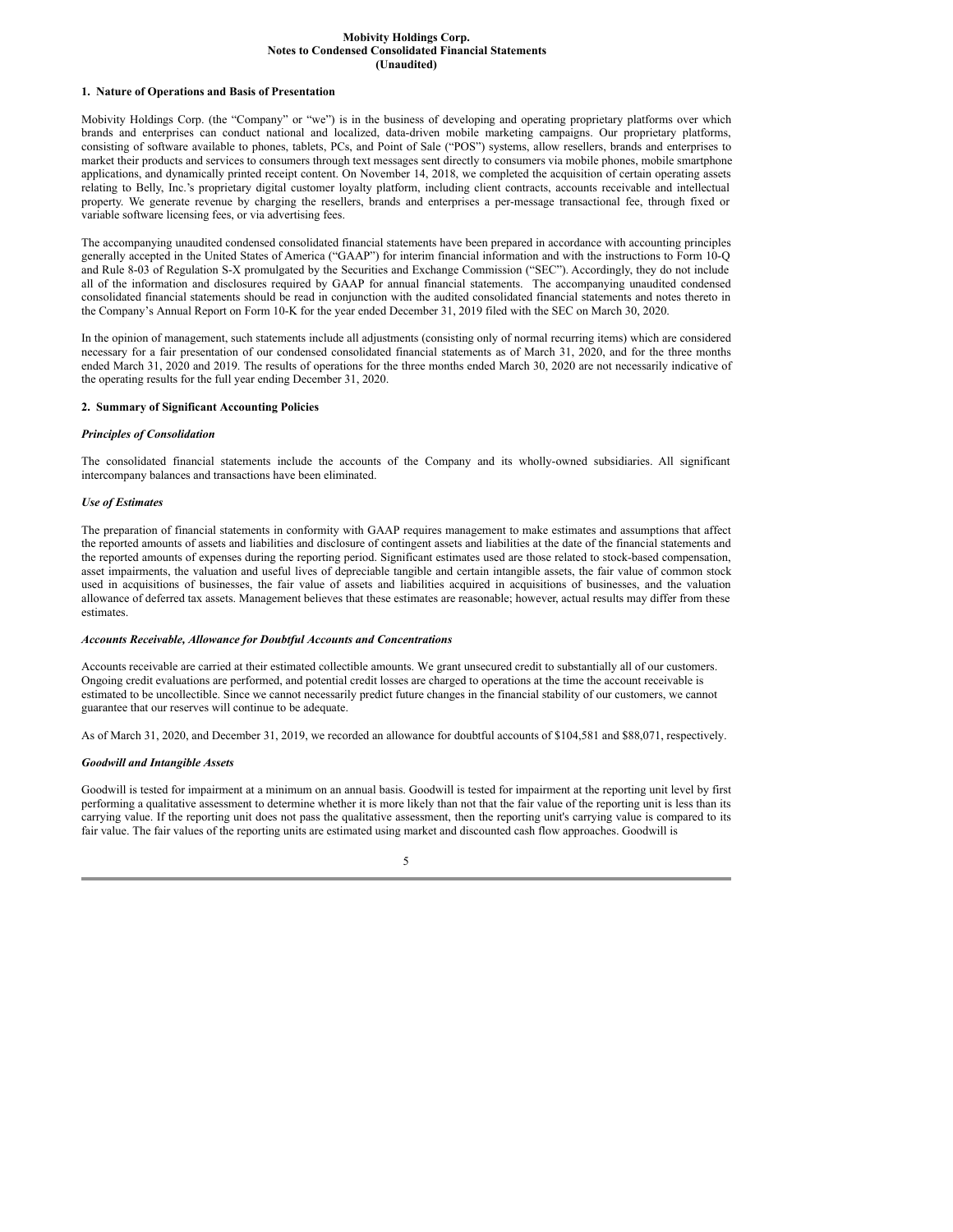**Mobivity Holdings Corp.**
**Notes to Condensed Consolidated Financial Statements**
**(Unaudited)**

## 1. Nature of Operations and Basis of Presentation

Mobivity Holdings Corp. (the "Company" or "we") is in the business of developing and operating proprietary platforms over which brands and enterprises can conduct national and localized, data-driven mobile marketing campaigns. Our proprietary platforms, consisting of software available to phones, tablets, PCs, and Point of Sale ("POS") systems, allow resellers, brands and enterprises to market their products and services to consumers through text messages sent directly to consumers via mobile phones, mobile smartphone applications, and dynamically printed receipt content. On November 14, 2018, we completed the acquisition of certain operating assets relating to Belly, Inc.'s proprietary digital customer loyalty platform, including client contracts, accounts receivable and intellectual property. We generate revenue by charging the resellers, brands and enterprises a per-message transactional fee, through fixed or variable software licensing fees, or via advertising fees.

The accompanying unaudited condensed consolidated financial statements have been prepared in accordance with accounting principles generally accepted in the United States of America ("GAAP") for interim financial information and with the instructions to Form 10-Q and Rule 8-03 of Regulation S-X promulgated by the Securities and Exchange Commission ("SEC"). Accordingly, they do not include all of the information and disclosures required by GAAP for annual financial statements. The accompanying unaudited condensed consolidated financial statements should be read in conjunction with the audited consolidated financial statements and notes thereto in the Company's Annual Report on Form 10-K for the year ended December 31, 2019 filed with the SEC on March 30, 2020.

In the opinion of management, such statements include all adjustments (consisting only of normal recurring items) which are considered necessary for a fair presentation of our condensed consolidated financial statements as of March 31, 2020, and for the three months ended March 31, 2020 and 2019. The results of operations for the three months ended March 30, 2020 are not necessarily indicative of the operating results for the full year ending December 31, 2020.

## 2. Summary of Significant Accounting Policies

### *Principles of Consolidation*

The consolidated financial statements include the accounts of the Company and its wholly-owned subsidiaries. All significant intercompany balances and transactions have been eliminated.

### *Use of Estimates*

The preparation of financial statements in conformity with GAAP requires management to make estimates and assumptions that affect the reported amounts of assets and liabilities and disclosure of contingent assets and liabilities at the date of the financial statements and the reported amounts of expenses during the reporting period. Significant estimates used are those related to stock-based compensation, asset impairments, the valuation and useful lives of depreciable tangible and certain intangible assets, the fair value of common stock used in acquisitions of businesses, the fair value of assets and liabilities acquired in acquisitions of businesses, and the valuation allowance of deferred tax assets. Management believes that these estimates are reasonable; however, actual results may differ from these estimates.

### *Accounts Receivable, Allowance for Doubtful Accounts and Concentrations*

Accounts receivable are carried at their estimated collectible amounts. We grant unsecured credit to substantially all of our customers. Ongoing credit evaluations are performed, and potential credit losses are charged to operations at the time the account receivable is estimated to be uncollectible. Since we cannot necessarily predict future changes in the financial stability of our customers, we cannot guarantee that our reserves will continue to be adequate.

As of March 31, 2020, and December 31, 2019, we recorded an allowance for doubtful accounts of $104,581 and $88,071, respectively.

### *Goodwill and Intangible Assets*

Goodwill is tested for impairment at a minimum on an annual basis. Goodwill is tested for impairment at the reporting unit level by first performing a qualitative assessment to determine whether it is more likely than not that the fair value of the reporting unit is less than its carrying value. If the reporting unit does not pass the qualitative assessment, then the reporting unit's carrying value is compared to its fair value. The fair values of the reporting units are estimated using market and discounted cash flow approaches. Goodwill is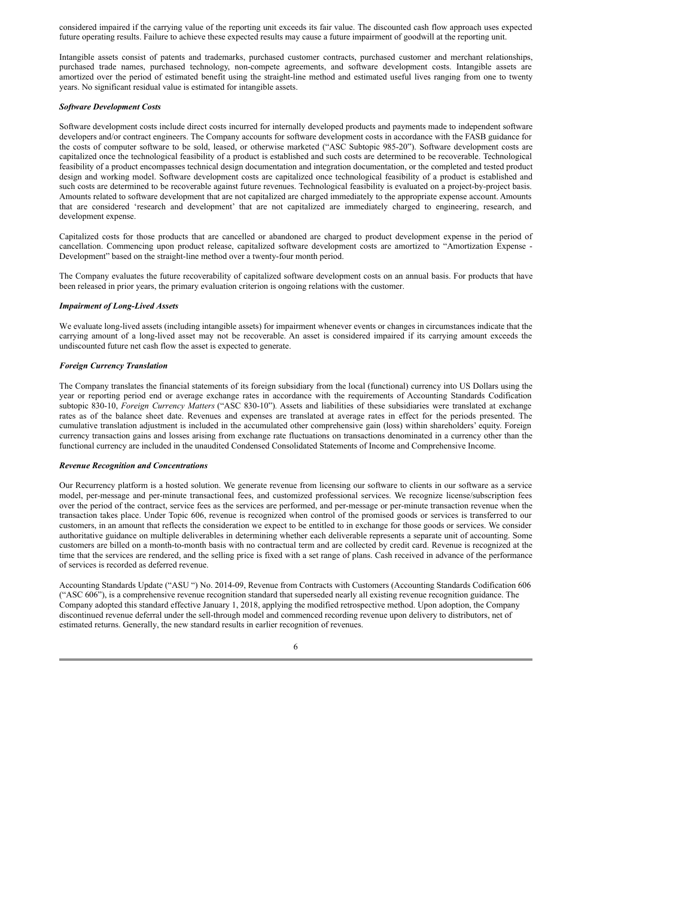considered impaired if the carrying value of the reporting unit exceeds its fair value. The discounted cash flow approach uses expected future operating results. Failure to achieve these expected results may cause a future impairment of goodwill at the reporting unit.

Intangible assets consist of patents and trademarks, purchased customer contracts, purchased customer and merchant relationships, purchased trade names, purchased technology, non-compete agreements, and software development costs. Intangible assets are amortized over the period of estimated benefit using the straight-line method and estimated useful lives ranging from one to twenty years. No significant residual value is estimated for intangible assets.

***Software Development Costs***

Software development costs include direct costs incurred for internally developed products and payments made to independent software developers and/or contract engineers. The Company accounts for software development costs in accordance with the FASB guidance for the costs of computer software to be sold, leased, or otherwise marketed ("ASC Subtopic 985-20"). Software development costs are capitalized once the technological feasibility of a product is established and such costs are determined to be recoverable. Technological feasibility of a product encompasses technical design documentation and integration documentation, or the completed and tested product design and working model. Software development costs are capitalized once technological feasibility of a product is established and such costs are determined to be recoverable against future revenues. Technological feasibility is evaluated on a project-by-project basis. Amounts related to software development that are not capitalized are charged immediately to the appropriate expense account. Amounts that are considered 'research and development' that are not capitalized are immediately charged to engineering, research, and development expense.

Capitalized costs for those products that are cancelled or abandoned are charged to product development expense in the period of cancellation. Commencing upon product release, capitalized software development costs are amortized to "Amortization Expense - Development" based on the straight-line method over a twenty-four month period.

The Company evaluates the future recoverability of capitalized software development costs on an annual basis. For products that have been released in prior years, the primary evaluation criterion is ongoing relations with the customer.

***Impairment of Long-Lived Assets***

We evaluate long-lived assets (including intangible assets) for impairment whenever events or changes in circumstances indicate that the carrying amount of a long-lived asset may not be recoverable. An asset is considered impaired if its carrying amount exceeds the undiscounted future net cash flow the asset is expected to generate.

***Foreign Currency Translation***

The Company translates the financial statements of its foreign subsidiary from the local (functional) currency into US Dollars using the year or reporting period end or average exchange rates in accordance with the requirements of Accounting Standards Codification subtopic 830-10, *Foreign Currency Matters* ("ASC 830-10"). Assets and liabilities of these subsidiaries were translated at exchange rates as of the balance sheet date. Revenues and expenses are translated at average rates in effect for the periods presented. The cumulative translation adjustment is included in the accumulated other comprehensive gain (loss) within shareholders' equity. Foreign currency transaction gains and losses arising from exchange rate fluctuations on transactions denominated in a currency other than the functional currency are included in the unaudited Condensed Consolidated Statements of Income and Comprehensive Income.

***Revenue Recognition and Concentrations***

Our Recurrency platform is a hosted solution. We generate revenue from licensing our software to clients in our software as a service model, per-message and per-minute transactional fees, and customized professional services. We recognize license/subscription fees over the period of the contract, service fees as the services are performed, and per-message or per-minute transaction revenue when the transaction takes place. Under Topic 606, revenue is recognized when control of the promised goods or services is transferred to our customers, in an amount that reflects the consideration we expect to be entitled to in exchange for those goods or services. We consider authoritative guidance on multiple deliverables in determining whether each deliverable represents a separate unit of accounting. Some customers are billed on a month-to-month basis with no contractual term and are collected by credit card. Revenue is recognized at the time that the services are rendered, and the selling price is fixed with a set range of plans. Cash received in advance of the performance of services is recorded as deferred revenue.

Accounting Standards Update ("ASU ") No. 2014-09, Revenue from Contracts with Customers (Accounting Standards Codification 606 ("ASC 606"), is a comprehensive revenue recognition standard that superseded nearly all existing revenue recognition guidance. The Company adopted this standard effective January 1, 2018, applying the modified retrospective method. Upon adoption, the Company discontinued revenue deferral under the sell-through model and commenced recording revenue upon delivery to distributors, net of estimated returns. Generally, the new standard results in earlier recognition of revenues.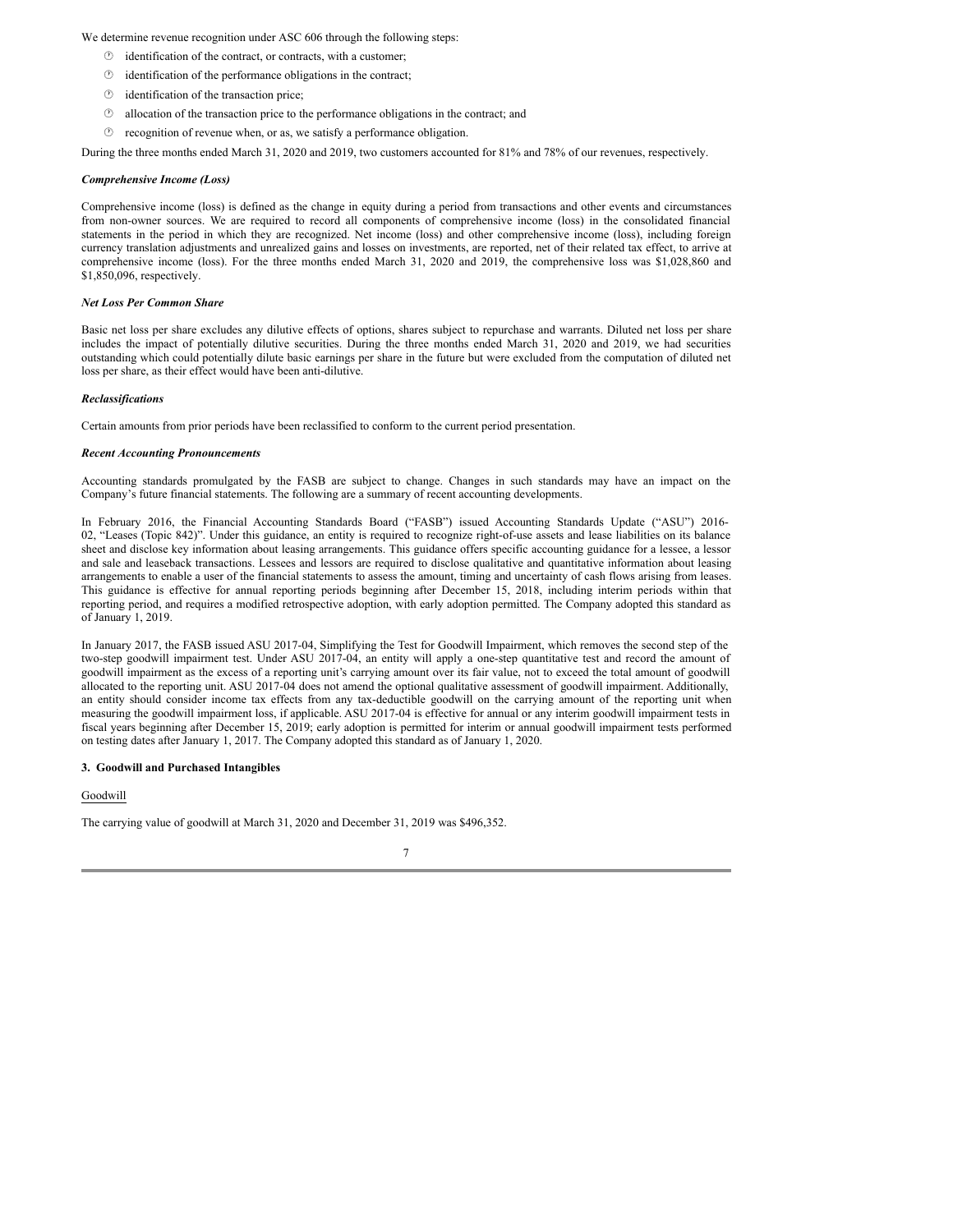We determine revenue recognition under ASC 606 through the following steps:

- identification of the contract, or contracts, with a customer;
- identification of the performance obligations in the contract;
- identification of the transaction price;
- allocation of the transaction price to the performance obligations in the contract; and
- recognition of revenue when, or as, we satisfy a performance obligation.

During the three months ended March 31, 2020 and 2019, two customers accounted for 81% and 78% of our revenues, respectively.

***Comprehensive Income (Loss)***

Comprehensive income (loss) is defined as the change in equity during a period from transactions and other events and circumstances from non-owner sources. We are required to record all components of comprehensive income (loss) in the consolidated financial statements in the period in which they are recognized. Net income (loss) and other comprehensive income (loss), including foreign currency translation adjustments and unrealized gains and losses on investments, are reported, net of their related tax effect, to arrive at comprehensive income (loss). For the three months ended March 31, 2020 and 2019, the comprehensive loss was $1,028,860 and $1,850,096, respectively.

***Net Loss Per Common Share***

Basic net loss per share excludes any dilutive effects of options, shares subject to repurchase and warrants. Diluted net loss per share includes the impact of potentially dilutive securities. During the three months ended March 31, 2020 and 2019, we had securities outstanding which could potentially dilute basic earnings per share in the future but were excluded from the computation of diluted net loss per share, as their effect would have been anti-dilutive.

***Reclassifications***

Certain amounts from prior periods have been reclassified to conform to the current period presentation.

***Recent Accounting Pronouncements***

Accounting standards promulgated by the FASB are subject to change. Changes in such standards may have an impact on the Company's future financial statements. The following are a summary of recent accounting developments.

In February 2016, the Financial Accounting Standards Board ("FASB") issued Accounting Standards Update ("ASU") 2016-02, "Leases (Topic 842)". Under this guidance, an entity is required to recognize right-of-use assets and lease liabilities on its balance sheet and disclose key information about leasing arrangements. This guidance offers specific accounting guidance for a lessee, a lessor and sale and leaseback transactions. Lessees and lessors are required to disclose qualitative and quantitative information about leasing arrangements to enable a user of the financial statements to assess the amount, timing and uncertainty of cash flows arising from leases. This guidance is effective for annual reporting periods beginning after December 15, 2018, including interim periods within that reporting period, and requires a modified retrospective adoption, with early adoption permitted. The Company adopted this standard as of January 1, 2019.

In January 2017, the FASB issued ASU 2017-04, Simplifying the Test for Goodwill Impairment, which removes the second step of the two-step goodwill impairment test. Under ASU 2017-04, an entity will apply a one-step quantitative test and record the amount of goodwill impairment as the excess of a reporting unit's carrying amount over its fair value, not to exceed the total amount of goodwill allocated to the reporting unit. ASU 2017-04 does not amend the optional qualitative assessment of goodwill impairment. Additionally, an entity should consider income tax effects from any tax-deductible goodwill on the carrying amount of the reporting unit when measuring the goodwill impairment loss, if applicable. ASU 2017-04 is effective for annual or any interim goodwill impairment tests in fiscal years beginning after December 15, 2019; early adoption is permitted for interim or annual goodwill impairment tests performed on testing dates after January 1, 2017. The Company adopted this standard as of January 1, 2020.

**3. Goodwill and Purchased Intangibles**

Goodwill

The carrying value of goodwill at March 31, 2020 and December 31, 2019 was $496,352.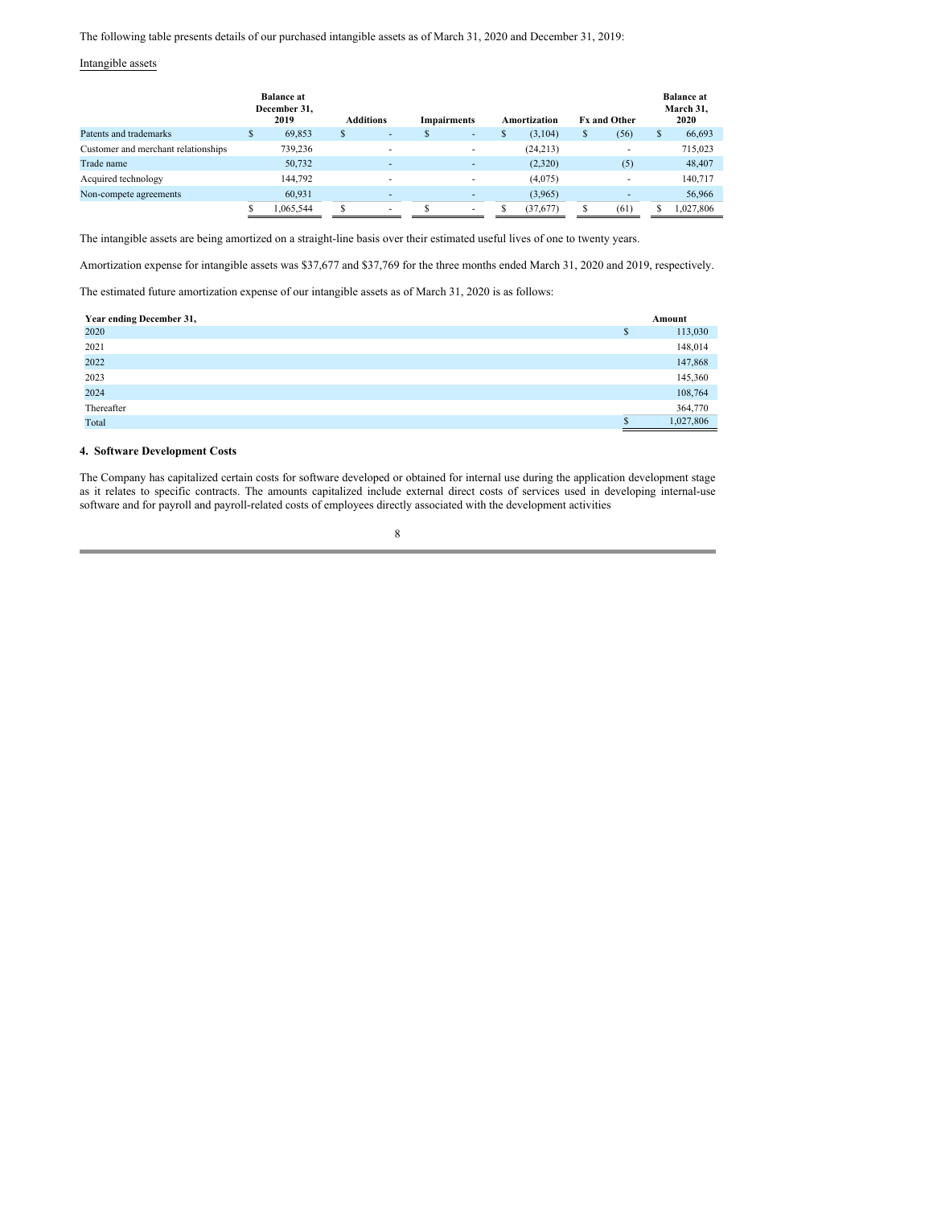The following table presents details of our purchased intangible assets as of March 31, 2020 and December 31, 2019:

Intangible assets

| | Balance at December 31, 2019 | Additions | Impairments | Amortization | Fx and Other | Balance at March 31, 2020 |
|---|---|---|---|---|---|---|
| Patents and trademarks | $ 69,853 | $ - | $ - | $ (3,104) | $ (56) | $ 66,693 |
| Customer and merchant relationships | 739,236 | - | - | (24,213) | - | 715,023 |
| Trade name | 50,732 | - | - | (2,320) | (5) | 48,407 |
| Acquired technology | 144,792 | - | - | (4,075) | - | 140,717 |
| Non-compete agreements | 60,931 | - | - | (3,965) | - | 56,966 |
| | $ 1,065,544 | $ - | $ - | $ (37,677) | $ (61) | $ 1,027,806 |

The intangible assets are being amortized on a straight-line basis over their estimated useful lives of one to twenty years.

Amortization expense for intangible assets was $37,677 and $37,769 for the three months ended March 31, 2020 and 2019, respectively.

The estimated future amortization expense of our intangible assets as of March 31, 2020 is as follows:

| Year ending December 31, | Amount |
|---|---|
| 2020 | $ 113,030 |
| 2021 | 148,014 |
| 2022 | 147,868 |
| 2023 | 145,360 |
| 2024 | 108,764 |
| Thereafter | 364,770 |
| Total | $ 1,027,806 |

### 4. Software Development Costs

The Company has capitalized certain costs for software developed or obtained for internal use during the application development stage as it relates to specific contracts. The amounts capitalized include external direct costs of services used in developing internal-use software and for payroll and payroll-related costs of employees directly associated with the development activities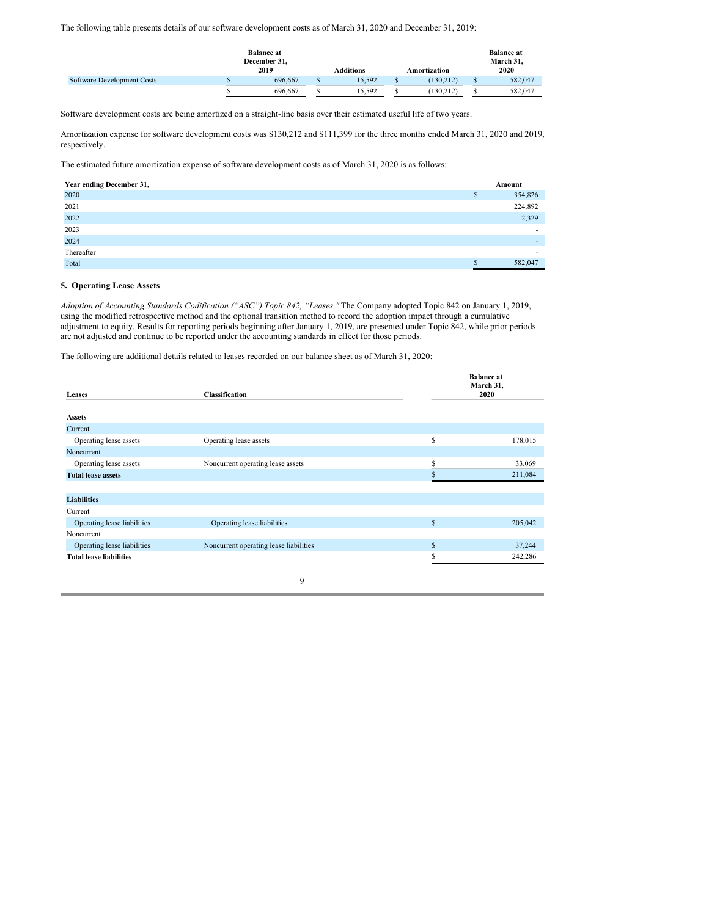The following table presents details of our software development costs as of March 31, 2020 and December 31, 2019:

| | Balance at December 31, 2019 | Additions | Amortization | Balance at March 31, 2020 |
|---|---|---|---|---|
| Software Development Costs | $ 696,667 | $ 15,592 | $ (130,212) | $ 582,047 |
| | $ 696,667 | $ 15,592 | $ (130,212) | $ 582,047 |

Software development costs are being amortized on a straight-line basis over their estimated useful life of two years.

Amortization expense for software development costs was $130,212 and $111,399 for the three months ended March 31, 2020 and 2019, respectively.

The estimated future amortization expense of software development costs as of March 31, 2020 is as follows:

| Year ending December 31, | Amount |
|---|---|
| 2020 | $ 354,826 |
| 2021 | 224,892 |
| 2022 | 2,329 |
| 2023 | - |
| 2024 | - |
| Thereafter | - |
| Total | $ 582,047 |

### 5. Operating Lease Assets

*Adoption of Accounting Standards Codification ("ASC") Topic 842, "Leases."* The Company adopted Topic 842 on January 1, 2019, using the modified retrospective method and the optional transition method to record the adoption impact through a cumulative adjustment to equity. Results for reporting periods beginning after January 1, 2019, are presented under Topic 842, while prior periods are not adjusted and continue to be reported under the accounting standards in effect for those periods.

The following are additional details related to leases recorded on our balance sheet as of March 31, 2020:

| Leases | Classification | Balance at March 31, 2020 |
|---|---|---|
| **Assets** | | |
| Current | | |
| Operating lease assets | Operating lease assets | $ 178,015 |
| Noncurrent | | |
| Operating lease assets | Noncurrent operating lease assets | $ 33,069 |
| **Total lease assets** | | $ 211,084 |
| | | |
| **Liabilities** | | |
| Current | | |
| Operating lease liabilities | Operating lease liabilities | $ 205,042 |
| Noncurrent | | |
| Operating lease liabilities | Noncurrent operating lease liabilities | $ 37,244 |
| **Total lease liabilities** | | $ 242,286 |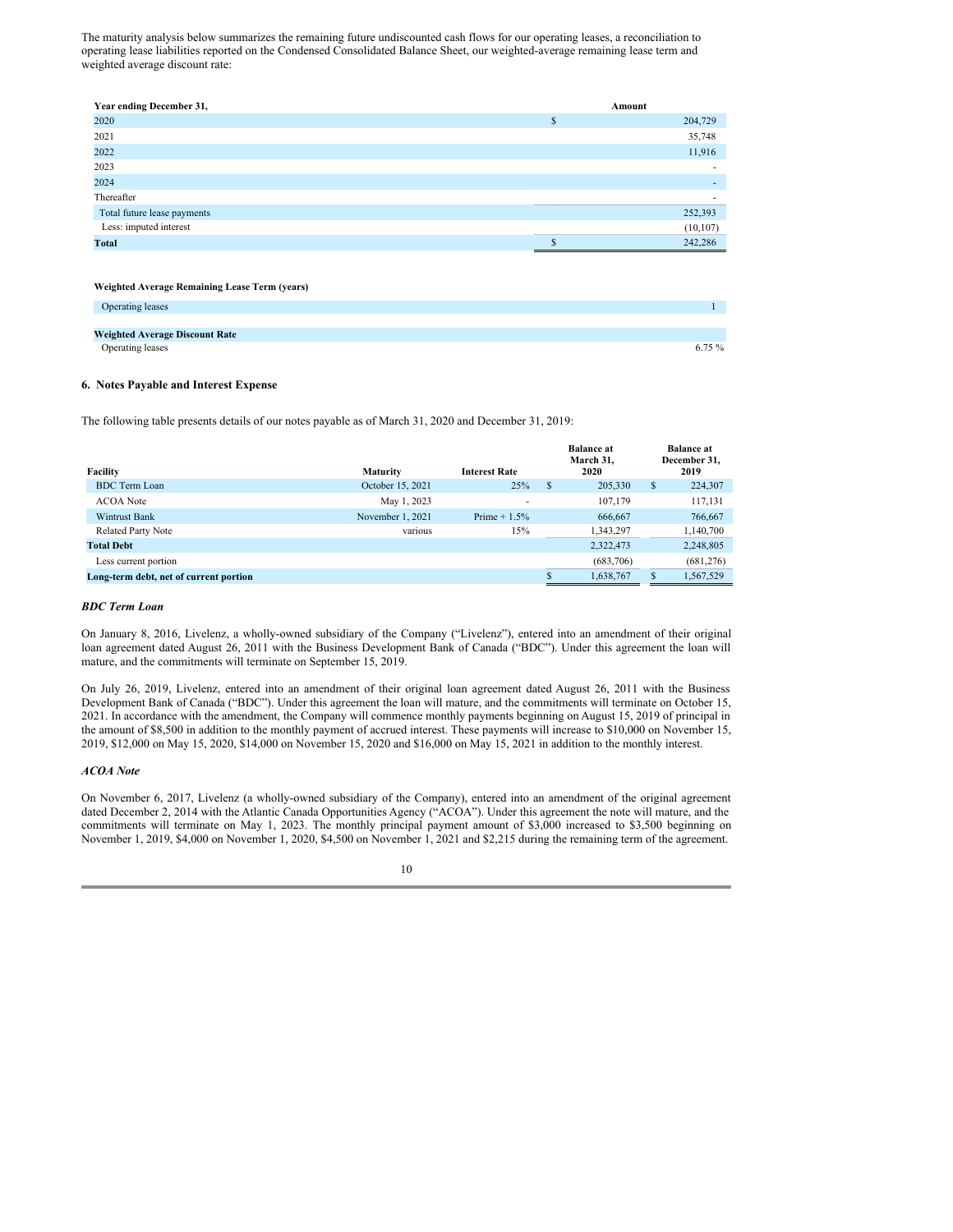The maturity analysis below summarizes the remaining future undiscounted cash flows for our operating leases, a reconciliation to operating lease liabilities reported on the Condensed Consolidated Balance Sheet, our weighted-average remaining lease term and weighted average discount rate:

| Year ending December 31, | Amount |
|---|---|
| 2020 | $ 204,729 |
| 2021 | 35,748 |
| 2022 | 11,916 |
| 2023 | - |
| 2024 | - |
| Thereafter | - |
| Total future lease payments | 252,393 |
| Less: imputed interest | (10,107) |
| **Total** | $ 242,286 |

| **Weighted Average Remaining Lease Term (years)** | |
|---|---|
| Operating leases | 1 |
| **Weighted Average Discount Rate** | |
| Operating leases | 6.75 % |

### 6. Notes Payable and Interest Expense

The following table presents details of our notes payable as of March 31, 2020 and December 31, 2019:

| Facility | Maturity | Interest Rate | Balance at March 31, 2020 | Balance at December 31, 2019 |
|---|---|---|---|---|
| BDC Term Loan | October 15, 2021 | 25% | $ 205,330 | $ 224,307 |
| ACOA Note | May 1, 2023 | - | 107,179 | 117,131 |
| Wintrust Bank | November 1, 2021 | Prime + 1.5% | 666,667 | 766,667 |
| Related Party Note | various | 15% | 1,343,297 | 1,140,700 |
| **Total Debt** | | | 2,322,473 | 2,248,805 |
| Less current portion | | | (683,706) | (681,276) |
| **Long-term debt, net of current portion** | | | $ 1,638,767 | $ 1,567,529 |

***BDC Term Loan***

On January 8, 2016, Livelenz, a wholly-owned subsidiary of the Company ("Livelenz"), entered into an amendment of their original loan agreement dated August 26, 2011 with the Business Development Bank of Canada ("BDC"). Under this agreement the loan will mature, and the commitments will terminate on September 15, 2019.

On July 26, 2019, Livelenz, entered into an amendment of their original loan agreement dated August 26, 2011 with the Business Development Bank of Canada ("BDC"). Under this agreement the loan will mature, and the commitments will terminate on October 15, 2021. In accordance with the amendment, the Company will commence monthly payments beginning on August 15, 2019 of principal in the amount of $8,500 in addition to the monthly payment of accrued interest. These payments will increase to $10,000 on November 15, 2019, $12,000 on May 15, 2020, $14,000 on November 15, 2020 and $16,000 on May 15, 2021 in addition to the monthly interest.

***ACOA Note***

On November 6, 2017, Livelenz (a wholly-owned subsidiary of the Company), entered into an amendment of the original agreement dated December 2, 2014 with the Atlantic Canada Opportunities Agency ("ACOA"). Under this agreement the note will mature, and the commitments will terminate on May 1, 2023. The monthly principal payment amount of $3,000 increased to $3,500 beginning on November 1, 2019, $4,000 on November 1, 2020, $4,500 on November 1, 2021 and $2,215 during the remaining term of the agreement.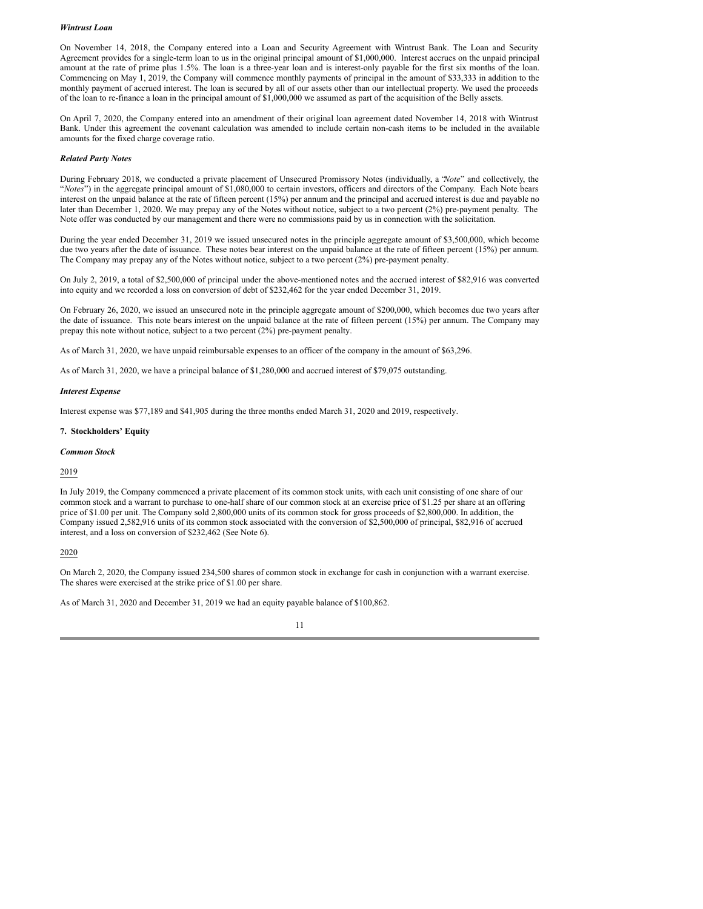***Wintrust Loan***

On November 14, 2018, the Company entered into a Loan and Security Agreement with Wintrust Bank. The Loan and Security Agreement provides for a single-term loan to us in the original principal amount of $1,000,000. Interest accrues on the unpaid principal amount at the rate of prime plus 1.5%. The loan is a three-year loan and is interest-only payable for the first six months of the loan. Commencing on May 1, 2019, the Company will commence monthly payments of principal in the amount of $33,333 in addition to the monthly payment of accrued interest. The loan is secured by all of our assets other than our intellectual property. We used the proceeds of the loan to re-finance a loan in the principal amount of $1,000,000 we assumed as part of the acquisition of the Belly assets.

On April 7, 2020, the Company entered into an amendment of their original loan agreement dated November 14, 2018 with Wintrust Bank. Under this agreement the covenant calculation was amended to include certain non-cash items to be included in the available amounts for the fixed charge coverage ratio.

***Related Party Notes***

During February 2018, we conducted a private placement of Unsecured Promissory Notes (individually, a "*Note*" and collectively, the "*Notes*") in the aggregate principal amount of $1,080,000 to certain investors, officers and directors of the Company. Each Note bears interest on the unpaid balance at the rate of fifteen percent (15%) per annum and the principal and accrued interest is due and payable no later than December 1, 2020. We may prepay any of the Notes without notice, subject to a two percent (2%) pre-payment penalty. The Note offer was conducted by our management and there were no commissions paid by us in connection with the solicitation.

During the year ended December 31, 2019 we issued unsecured notes in the principle aggregate amount of $3,500,000, which become due two years after the date of issuance. These notes bear interest on the unpaid balance at the rate of fifteen percent (15%) per annum. The Company may prepay any of the Notes without notice, subject to a two percent (2%) pre-payment penalty.

On July 2, 2019, a total of $2,500,000 of principal under the above-mentioned notes and the accrued interest of $82,916 was converted into equity and we recorded a loss on conversion of debt of $232,462 for the year ended December 31, 2019.

On February 26, 2020, we issued an unsecured note in the principle aggregate amount of $200,000, which becomes due two years after the date of issuance. This note bears interest on the unpaid balance at the rate of fifteen percent (15%) per annum. The Company may prepay this note without notice, subject to a two percent (2%) pre-payment penalty.

As of March 31, 2020, we have unpaid reimbursable expenses to an officer of the company in the amount of $63,296.

As of March 31, 2020, we have a principal balance of $1,280,000 and accrued interest of $79,075 outstanding.

***Interest Expense***

Interest expense was $77,189 and $41,905 during the three months ended March 31, 2020 and 2019, respectively.

**7. Stockholders' Equity**

***Common Stock***

2019

In July 2019, the Company commenced a private placement of its common stock units, with each unit consisting of one share of our common stock and a warrant to purchase to one-half share of our common stock at an exercise price of $1.25 per share at an offering price of $1.00 per unit. The Company sold 2,800,000 units of its common stock for gross proceeds of $2,800,000. In addition, the Company issued 2,582,916 units of its common stock associated with the conversion of $2,500,000 of principal, $82,916 of accrued interest, and a loss on conversion of $232,462 (See Note 6).

2020

On March 2, 2020, the Company issued 234,500 shares of common stock in exchange for cash in conjunction with a warrant exercise. The shares were exercised at the strike price of $1.00 per share.

As of March 31, 2020 and December 31, 2019 we had an equity payable balance of $100,862.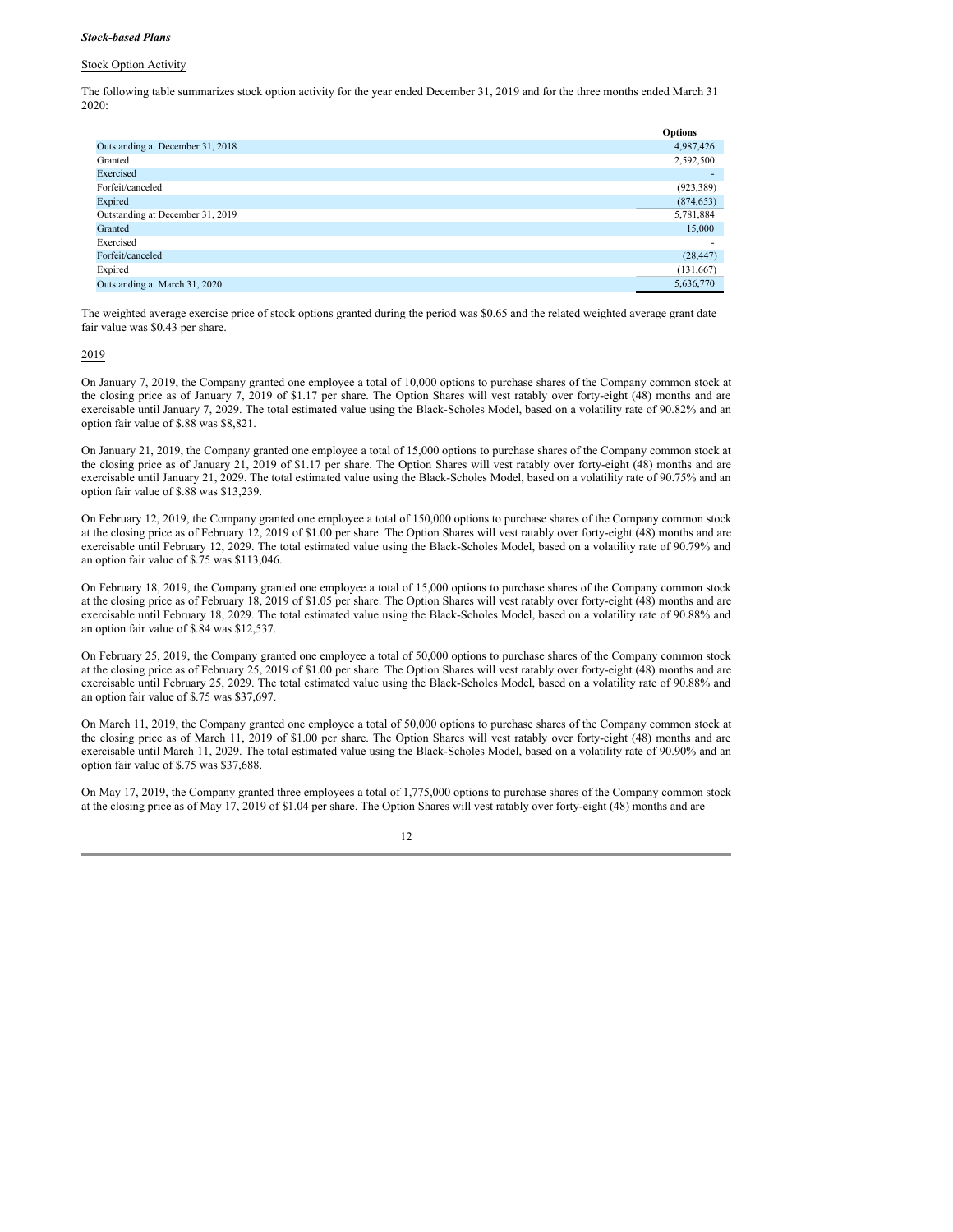***Stock-based Plans***

Stock Option Activity

The following table summarizes stock option activity for the year ended December 31, 2019 and for the three months ended March 31 2020:

| | Options |
|---|---|
| Outstanding at December 31, 2018 | 4,987,426 |
| Granted | 2,592,500 |
| Exercised | - |
| Forfeit/canceled | (923,389) |
| Expired | (874,653) |
| Outstanding at December 31, 2019 | 5,781,884 |
| Granted | 15,000 |
| Exercised | - |
| Forfeit/canceled | (28,447) |
| Expired | (131,667) |
| Outstanding at March 31, 2020 | 5,636,770 |

The weighted average exercise price of stock options granted during the period was $0.65 and the related weighted average grant date fair value was $0.43 per share.

2019

On January 7, 2019, the Company granted one employee a total of 10,000 options to purchase shares of the Company common stock at the closing price as of January 7, 2019 of $1.17 per share. The Option Shares will vest ratably over forty-eight (48) months and are exercisable until January 7, 2029. The total estimated value using the Black-Scholes Model, based on a volatility rate of 90.82% and an option fair value of $.88 was $8,821.

On January 21, 2019, the Company granted one employee a total of 15,000 options to purchase shares of the Company common stock at the closing price as of January 21, 2019 of $1.17 per share. The Option Shares will vest ratably over forty-eight (48) months and are exercisable until January 21, 2029. The total estimated value using the Black-Scholes Model, based on a volatility rate of 90.75% and an option fair value of $.88 was $13,239.

On February 12, 2019, the Company granted one employee a total of 150,000 options to purchase shares of the Company common stock at the closing price as of February 12, 2019 of $1.00 per share. The Option Shares will vest ratably over forty-eight (48) months and are exercisable until February 12, 2029. The total estimated value using the Black-Scholes Model, based on a volatility rate of 90.79% and an option fair value of $.75 was $113,046.

On February 18, 2019, the Company granted one employee a total of 15,000 options to purchase shares of the Company common stock at the closing price as of February 18, 2019 of $1.05 per share. The Option Shares will vest ratably over forty-eight (48) months and are exercisable until February 18, 2029. The total estimated value using the Black-Scholes Model, based on a volatility rate of 90.88% and an option fair value of $.84 was $12,537.

On February 25, 2019, the Company granted one employee a total of 50,000 options to purchase shares of the Company common stock at the closing price as of February 25, 2019 of $1.00 per share. The Option Shares will vest ratably over forty-eight (48) months and are exercisable until February 25, 2029. The total estimated value using the Black-Scholes Model, based on a volatility rate of 90.88% and an option fair value of $.75 was $37,697.

On March 11, 2019, the Company granted one employee a total of 50,000 options to purchase shares of the Company common stock at the closing price as of March 11, 2019 of $1.00 per share. The Option Shares will vest ratably over forty-eight (48) months and are exercisable until March 11, 2029. The total estimated value using the Black-Scholes Model, based on a volatility rate of 90.90% and an option fair value of $.75 was $37,688.

On May 17, 2019, the Company granted three employees a total of 1,775,000 options to purchase shares of the Company common stock at the closing price as of May 17, 2019 of $1.04 per share. The Option Shares will vest ratably over forty-eight (48) months and are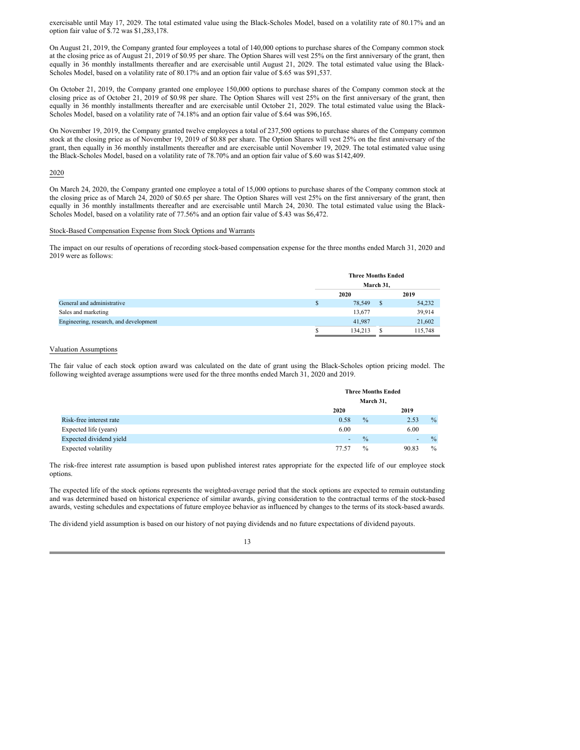exercisable until May 17, 2029. The total estimated value using the Black-Scholes Model, based on a volatility rate of 80.17% and an option fair value of $.72 was $1,283,178.

On August 21, 2019, the Company granted four employees a total of 140,000 options to purchase shares of the Company common stock at the closing price as of August 21, 2019 of $0.95 per share. The Option Shares will vest 25% on the first anniversary of the grant, then equally in 36 monthly installments thereafter and are exercisable until August 21, 2029. The total estimated value using the Black-Scholes Model, based on a volatility rate of 80.17% and an option fair value of $.65 was $91,537.

On October 21, 2019, the Company granted one employee 150,000 options to purchase shares of the Company common stock at the closing price as of October 21, 2019 of $0.98 per share. The Option Shares will vest 25% on the first anniversary of the grant, then equally in 36 monthly installments thereafter and are exercisable until October 21, 2029. The total estimated value using the Black-Scholes Model, based on a volatility rate of 74.18% and an option fair value of $.64 was $96,165.

On November 19, 2019, the Company granted twelve employees a total of 237,500 options to purchase shares of the Company common stock at the closing price as of November 19, 2019 of $0.88 per share. The Option Shares will vest 25% on the first anniversary of the grant, then equally in 36 monthly installments thereafter and are exercisable until November 19, 2029. The total estimated value using the Black-Scholes Model, based on a volatility rate of 78.70% and an option fair value of $.60 was $142,409.

2020

On March 24, 2020, the Company granted one employee a total of 15,000 options to purchase shares of the Company common stock at the closing price as of March 24, 2020 of $0.65 per share. The Option Shares will vest 25% on the first anniversary of the grant, then equally in 36 monthly installments thereafter and are exercisable until March 24, 2030. The total estimated value using the Black-Scholes Model, based on a volatility rate of 77.56% and an option fair value of $.43 was $6,472.

Stock-Based Compensation Expense from Stock Options and Warrants

The impact on our results of operations of recording stock-based compensation expense for the three months ended March 31, 2020 and 2019 were as follows:

| | Three Months Ended March 31, | |
|---|---|---|
| | 2020 | 2019 |
| General and administrative | $ 78,549 | $ 54,232 |
| Sales and marketing | 13,677 | 39,914 |
| Engineering, research, and development | 41,987 | 21,602 |
| | $ 134,213 | $ 115,748 |

Valuation Assumptions

The fair value of each stock option award was calculated on the date of grant using the Black-Scholes option pricing model. The following weighted average assumptions were used for the three months ended March 31, 2020 and 2019.

| | Three Months Ended March 31, | |
|---|---|---|
| | 2020 | 2019 |
| Risk-free interest rate | 0.58 % | 2.53 % |
| Expected life (years) | 6.00 | 6.00 |
| Expected dividend yield | - % | - % |
| Expected volatility | 77.57 % | 90.83 % |

The risk-free interest rate assumption is based upon published interest rates appropriate for the expected life of our employee stock options.

The expected life of the stock options represents the weighted-average period that the stock options are expected to remain outstanding and was determined based on historical experience of similar awards, giving consideration to the contractual terms of the stock-based awards, vesting schedules and expectations of future employee behavior as influenced by changes to the terms of its stock-based awards.

The dividend yield assumption is based on our history of not paying dividends and no future expectations of dividend payouts.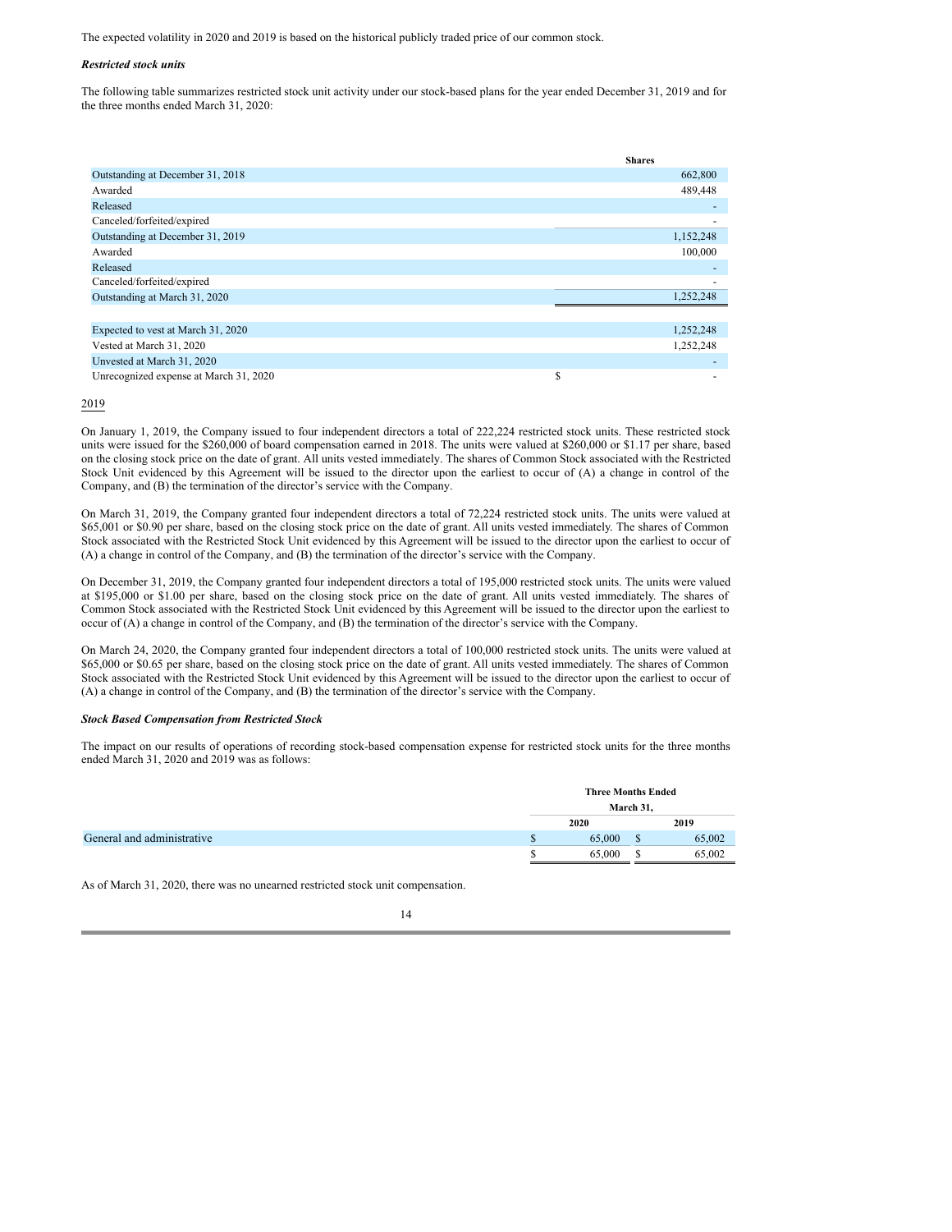The expected volatility in 2020 and 2019 is based on the historical publicly traded price of our common stock.

***Restricted stock units***

The following table summarizes restricted stock unit activity under our stock-based plans for the year ended December 31, 2019 and for the three months ended March 31, 2020:

| | Shares |
|---|---|
| Outstanding at December 31, 2018 | 662,800 |
| Awarded | 489,448 |
| Released | - |
| Canceled/forfeited/expired | - |
| Outstanding at December 31, 2019 | 1,152,248 |
| Awarded | 100,000 |
| Released | - |
| Canceled/forfeited/expired | - |
| Outstanding at March 31, 2020 | 1,252,248 |
| | |
| Expected to vest at March 31, 2020 | 1,252,248 |
| Vested at March 31, 2020 | 1,252,248 |
| Unvested at March 31, 2020 | - |
| Unrecognized expense at March 31, 2020 | $ - |

2019

On January 1, 2019, the Company issued to four independent directors a total of 222,224 restricted stock units. These restricted stock units were issued for the $260,000 of board compensation earned in 2018. The units were valued at $260,000 or $1.17 per share, based on the closing stock price on the date of grant. All units vested immediately. The shares of Common Stock associated with the Restricted Stock Unit evidenced by this Agreement will be issued to the director upon the earliest to occur of (A) a change in control of the Company, and (B) the termination of the director's service with the Company.

On March 31, 2019, the Company granted four independent directors a total of 72,224 restricted stock units. The units were valued at $65,001 or $0.90 per share, based on the closing stock price on the date of grant. All units vested immediately. The shares of Common Stock associated with the Restricted Stock Unit evidenced by this Agreement will be issued to the director upon the earliest to occur of (A) a change in control of the Company, and (B) the termination of the director's service with the Company.

On December 31, 2019, the Company granted four independent directors a total of 195,000 restricted stock units. The units were valued at $195,000 or $1.00 per share, based on the closing stock price on the date of grant. All units vested immediately. The shares of Common Stock associated with the Restricted Stock Unit evidenced by this Agreement will be issued to the director upon the earliest to occur of (A) a change in control of the Company, and (B) the termination of the director's service with the Company.

On March 24, 2020, the Company granted four independent directors a total of 100,000 restricted stock units. The units were valued at $65,000 or $0.65 per share, based on the closing stock price on the date of grant. All units vested immediately. The shares of Common Stock associated with the Restricted Stock Unit evidenced by this Agreement will be issued to the director upon the earliest to occur of (A) a change in control of the Company, and (B) the termination of the director's service with the Company.

***Stock Based Compensation from Restricted Stock***

The impact on our results of operations of recording stock-based compensation expense for restricted stock units for the three months ended March 31, 2020 and 2019 was as follows:

| | Three Months Ended March 31, | |
|---|---|---|
| | 2020 | 2019 |
| General and administrative | $ 65,000 | $ 65,002 |
| | $ 65,000 | $ 65,002 |

As of March 31, 2020, there was no unearned restricted stock unit compensation.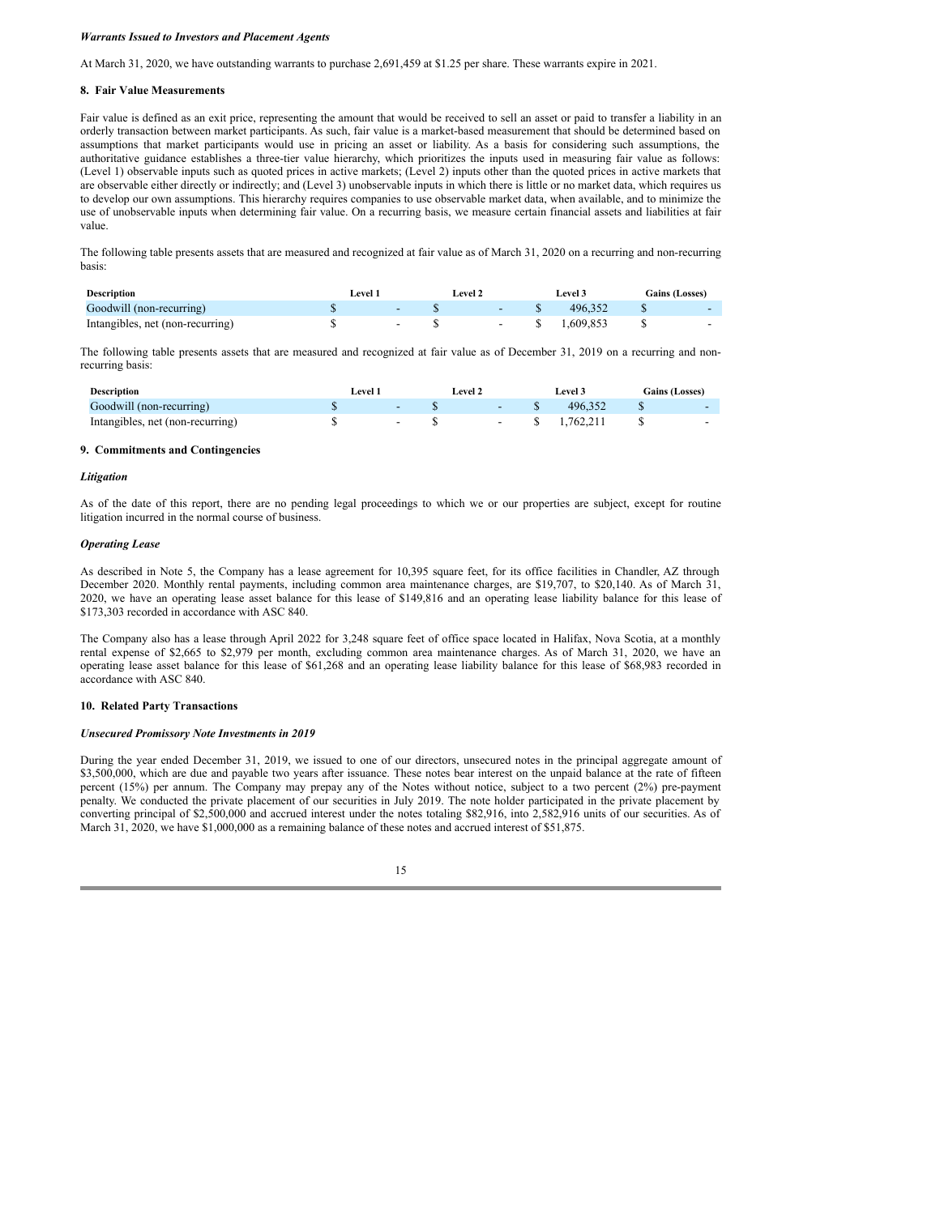***Warrants Issued to Investors and Placement Agents***

At March 31, 2020, we have outstanding warrants to purchase 2,691,459 at $1.25 per share. These warrants expire in 2021.

**8. Fair Value Measurements**

Fair value is defined as an exit price, representing the amount that would be received to sell an asset or paid to transfer a liability in an orderly transaction between market participants. As such, fair value is a market-based measurement that should be determined based on assumptions that market participants would use in pricing an asset or liability. As a basis for considering such assumptions, the authoritative guidance establishes a three-tier value hierarchy, which prioritizes the inputs used in measuring fair value as follows: (Level 1) observable inputs such as quoted prices in active markets; (Level 2) inputs other than the quoted prices in active markets that are observable either directly or indirectly; and (Level 3) unobservable inputs in which there is little or no market data, which requires us to develop our own assumptions. This hierarchy requires companies to use observable market data, when available, and to minimize the use of unobservable inputs when determining fair value. On a recurring basis, we measure certain financial assets and liabilities at fair value.

The following table presents assets that are measured and recognized at fair value as of March 31, 2020 on a recurring and non-recurring basis:

| Description | Level 1 | Level 2 | Level 3 | Gains (Losses) |
|---|---|---|---|---|
| Goodwill (non-recurring) | $ - | $ - | $ 496,352 | $ - |
| Intangibles, net (non-recurring) | $ - | $ - | $ 1,609,853 | $ - |

The following table presents assets that are measured and recognized at fair value as of December 31, 2019 on a recurring and non-recurring basis:

| Description | Level 1 | Level 2 | Level 3 | Gains (Losses) |
|---|---|---|---|---|
| Goodwill (non-recurring) | $ - | $ - | $ 496,352 | $ - |
| Intangibles, net (non-recurring) | $ - | $ - | $ 1,762,211 | $ - |

**9. Commitments and Contingencies**

***Litigation***

As of the date of this report, there are no pending legal proceedings to which we or our properties are subject, except for routine litigation incurred in the normal course of business.

***Operating Lease***

As described in Note 5, the Company has a lease agreement for 10,395 square feet, for its office facilities in Chandler, AZ through December 2020. Monthly rental payments, including common area maintenance charges, are $19,707, to $20,140. As of March 31, 2020, we have an operating lease asset balance for this lease of $149,816 and an operating lease liability balance for this lease of $173,303 recorded in accordance with ASC 840.

The Company also has a lease through April 2022 for 3,248 square feet of office space located in Halifax, Nova Scotia, at a monthly rental expense of $2,665 to $2,979 per month, excluding common area maintenance charges. As of March 31, 2020, we have an operating lease asset balance for this lease of $61,268 and an operating lease liability balance for this lease of $68,983 recorded in accordance with ASC 840.

**10. Related Party Transactions**

***Unsecured Promissory Note Investments in 2019***

During the year ended December 31, 2019, we issued to one of our directors, unsecured notes in the principal aggregate amount of $3,500,000, which are due and payable two years after issuance. These notes bear interest on the unpaid balance at the rate of fifteen percent (15%) per annum. The Company may prepay any of the Notes without notice, subject to a two percent (2%) pre-payment penalty. We conducted the private placement of our securities in July 2019. The note holder participated in the private placement by converting principal of $2,500,000 and accrued interest under the notes totaling $82,916, into 2,582,916 units of our securities. As of March 31, 2020, we have $1,000,000 as a remaining balance of these notes and accrued interest of $51,875.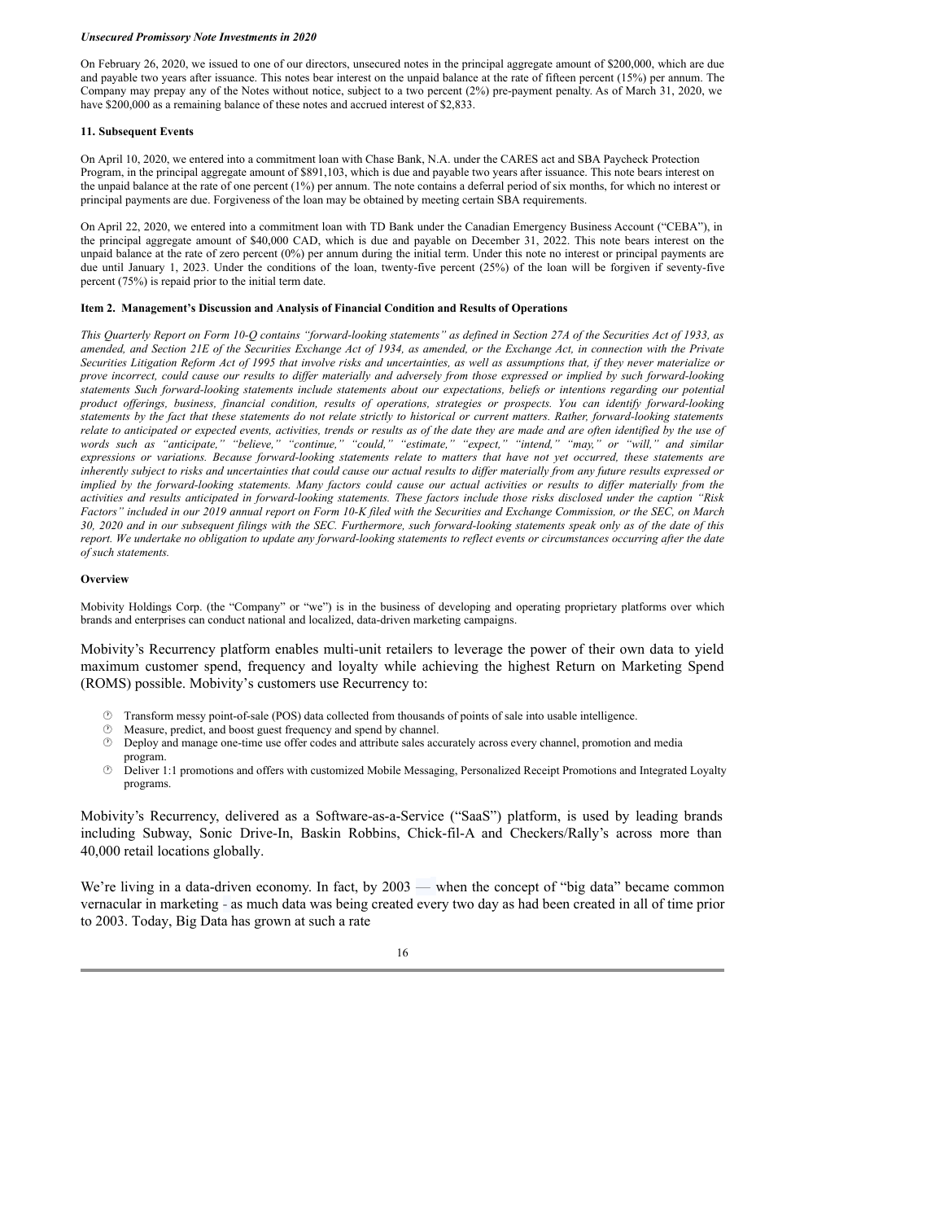***Unsecured Promissory Note Investments in 2020***

On February 26, 2020, we issued to one of our directors, unsecured notes in the principal aggregate amount of $200,000, which are due and payable two years after issuance. This notes bear interest on the unpaid balance at the rate of fifteen percent (15%) per annum. The Company may prepay any of the Notes without notice, subject to a two percent (2%) pre-payment penalty. As of March 31, 2020, we have $200,000 as a remaining balance of these notes and accrued interest of $2,833.

**11. Subsequent Events**

On April 10, 2020, we entered into a commitment loan with Chase Bank, N.A. under the CARES act and SBA Paycheck Protection Program, in the principal aggregate amount of $891,103, which is due and payable two years after issuance. This note bears interest on the unpaid balance at the rate of one percent (1%) per annum. The note contains a deferral period of six months, for which no interest or principal payments are due. Forgiveness of the loan may be obtained by meeting certain SBA requirements.

On April 22, 2020, we entered into a commitment loan with TD Bank under the Canadian Emergency Business Account ("CEBA"), in the principal aggregate amount of $40,000 CAD, which is due and payable on December 31, 2022. This note bears interest on the unpaid balance at the rate of zero percent (0%) per annum during the initial term. Under this note no interest or principal payments are due until January 1, 2023. Under the conditions of the loan, twenty-five percent (25%) of the loan will be forgiven if seventy-five percent (75%) is repaid prior to the initial term date.

**Item 2. Management's Discussion and Analysis of Financial Condition and Results of Operations**

*This Quarterly Report on Form 10-Q contains "forward-looking statements" as defined in Section 27A of the Securities Act of 1933, as amended, and Section 21E of the Securities Exchange Act of 1934, as amended, or the Exchange Act, in connection with the Private Securities Litigation Reform Act of 1995 that involve risks and uncertainties, as well as assumptions that, if they never materialize or prove incorrect, could cause our results to differ materially and adversely from those expressed or implied by such forward-looking statements Such forward-looking statements include statements about our expectations, beliefs or intentions regarding our potential product offerings, business, financial condition, results of operations, strategies or prospects. You can identify forward-looking statements by the fact that these statements do not relate strictly to historical or current matters. Rather, forward-looking statements relate to anticipated or expected events, activities, trends or results as of the date they are made and are often identified by the use of words such as "anticipate," "believe," "continue," "could," "estimate," "expect," "intend," "may," or "will," and similar expressions or variations. Because forward-looking statements relate to matters that have not yet occurred, these statements are inherently subject to risks and uncertainties that could cause our actual results to differ materially from any future results expressed or implied by the forward-looking statements. Many factors could cause our actual activities or results to differ materially from the activities and results anticipated in forward-looking statements. These factors include those risks disclosed under the caption "Risk Factors" included in our 2019 annual report on Form 10-K filed with the Securities and Exchange Commission, or the SEC, on March 30, 2020 and in our subsequent filings with the SEC. Furthermore, such forward-looking statements speak only as of the date of this report. We undertake no obligation to update any forward-looking statements to reflect events or circumstances occurring after the date of such statements.*

**Overview**

Mobivity Holdings Corp. (the "Company" or "we") is in the business of developing and operating proprietary platforms over which brands and enterprises can conduct national and localized, data-driven marketing campaigns.

Mobivity's Recurrency platform enables multi-unit retailers to leverage the power of their own data to yield maximum customer spend, frequency and loyalty while achieving the highest Return on Marketing Spend (ROMS) possible. Mobivity's customers use Recurrency to:

- Transform messy point-of-sale (POS) data collected from thousands of points of sale into usable intelligence.
- Measure, predict, and boost guest frequency and spend by channel.
- Deploy and manage one-time use offer codes and attribute sales accurately across every channel, promotion and media program.
- Deliver 1:1 promotions and offers with customized Mobile Messaging, Personalized Receipt Promotions and Integrated Loyalty programs.

Mobivity's Recurrency, delivered as a Software-as-a-Service ("SaaS") platform, is used by leading brands including Subway, Sonic Drive-In, Baskin Robbins, Chick-fil-A and Checkers/Rally's across more than 40,000 retail locations globally.

We're living in a data-driven economy. In fact, by 2003 — when the concept of "big data" became common vernacular in marketing - as much data was being created every two day as had been created in all of time prior to 2003. Today, Big Data has grown at such a rate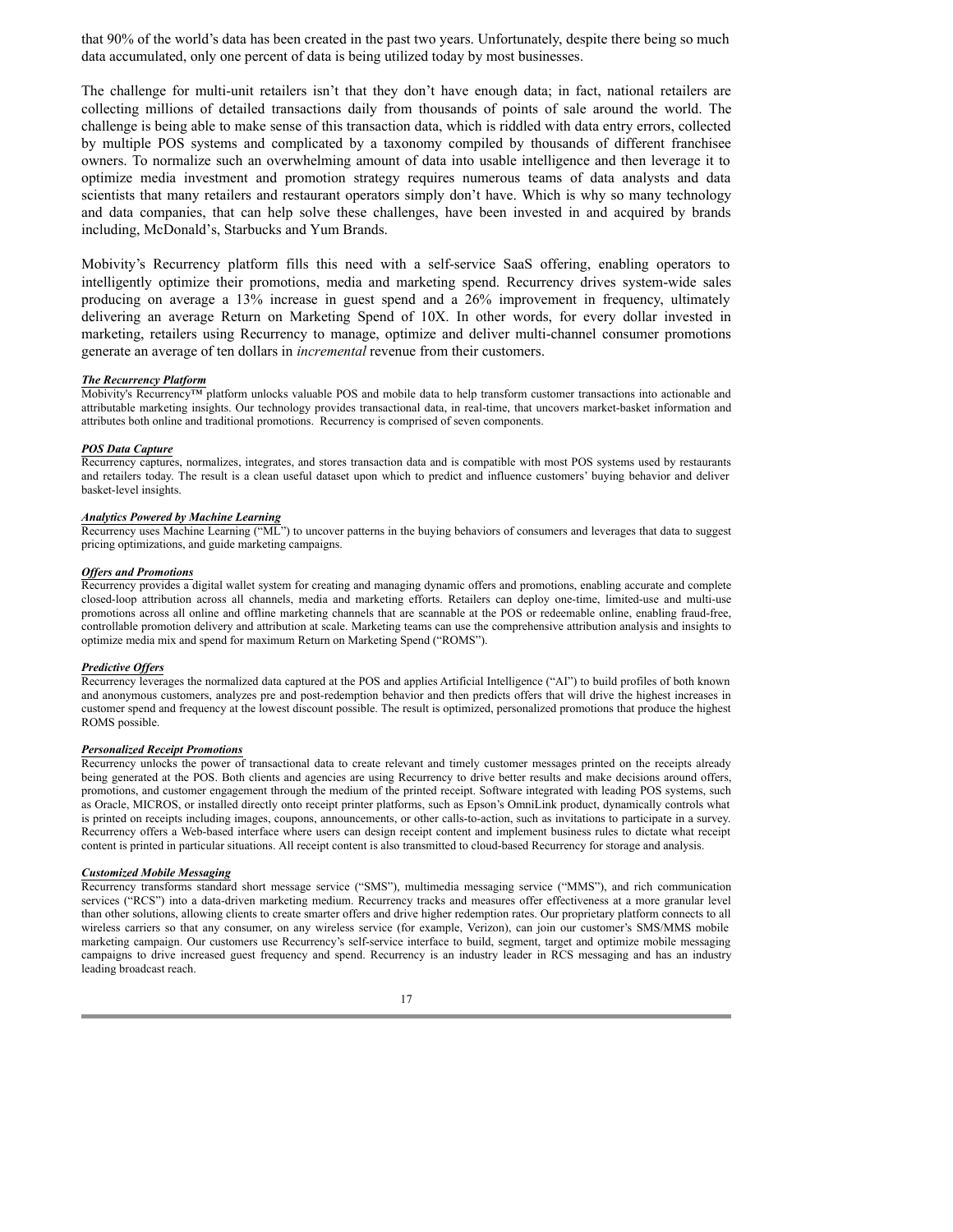that 90% of the world's data has been created in the past two years. Unfortunately, despite there being so much data accumulated, only one percent of data is being utilized today by most businesses.

The challenge for multi-unit retailers isn't that they don't have enough data; in fact, national retailers are collecting millions of detailed transactions daily from thousands of points of sale around the world. The challenge is being able to make sense of this transaction data, which is riddled with data entry errors, collected by multiple POS systems and complicated by a taxonomy compiled by thousands of different franchisee owners. To normalize such an overwhelming amount of data into usable intelligence and then leverage it to optimize media investment and promotion strategy requires numerous teams of data analysts and data scientists that many retailers and restaurant operators simply don't have. Which is why so many technology and data companies, that can help solve these challenges, have been invested in and acquired by brands including, McDonald's, Starbucks and Yum Brands.

Mobivity's Recurrency platform fills this need with a self-service SaaS offering, enabling operators to intelligently optimize their promotions, media and marketing spend. Recurrency drives system-wide sales producing on average a 13% increase in guest spend and a 26% improvement in frequency, ultimately delivering an average Return on Marketing Spend of 10X. In other words, for every dollar invested in marketing, retailers using Recurrency to manage, optimize and deliver multi-channel consumer promotions generate an average of ten dollars in *incremental* revenue from their customers.

***The Recurrency Platform***

Mobivity's Recurrency™ platform unlocks valuable POS and mobile data to help transform customer transactions into actionable and attributable marketing insights. Our technology provides transactional data, in real-time, that uncovers market-basket information and attributes both online and traditional promotions. Recurrency is comprised of seven components.

***POS Data Capture***

Recurrency captures, normalizes, integrates, and stores transaction data and is compatible with most POS systems used by restaurants and retailers today. The result is a clean useful dataset upon which to predict and influence customers' buying behavior and deliver basket-level insights.

***Analytics Powered by Machine Learning***

Recurrency uses Machine Learning ("ML") to uncover patterns in the buying behaviors of consumers and leverages that data to suggest pricing optimizations, and guide marketing campaigns.

***Offers and Promotions***

Recurrency provides a digital wallet system for creating and managing dynamic offers and promotions, enabling accurate and complete closed-loop attribution across all channels, media and marketing efforts. Retailers can deploy one-time, limited-use and multi-use promotions across all online and offline marketing channels that are scannable at the POS or redeemable online, enabling fraud-free, controllable promotion delivery and attribution at scale. Marketing teams can use the comprehensive attribution analysis and insights to optimize media mix and spend for maximum Return on Marketing Spend ("ROMS").

***Predictive Offers***

Recurrency leverages the normalized data captured at the POS and applies Artificial Intelligence ("AI") to build profiles of both known and anonymous customers, analyzes pre and post-redemption behavior and then predicts offers that will drive the highest increases in customer spend and frequency at the lowest discount possible. The result is optimized, personalized promotions that produce the highest ROMS possible.

***Personalized Receipt Promotions***

Recurrency unlocks the power of transactional data to create relevant and timely customer messages printed on the receipts already being generated at the POS. Both clients and agencies are using Recurrency to drive better results and make decisions around offers, promotions, and customer engagement through the medium of the printed receipt. Software integrated with leading POS systems, such as Oracle, MICROS, or installed directly onto receipt printer platforms, such as Epson's OmniLink product, dynamically controls what is printed on receipts including images, coupons, announcements, or other calls-to-action, such as invitations to participate in a survey. Recurrency offers a Web-based interface where users can design receipt content and implement business rules to dictate what receipt content is printed in particular situations. All receipt content is also transmitted to cloud-based Recurrency for storage and analysis.

***Customized Mobile Messaging***

Recurrency transforms standard short message service ("SMS"), multimedia messaging service ("MMS"), and rich communication services ("RCS") into a data-driven marketing medium. Recurrency tracks and measures offer effectiveness at a more granular level than other solutions, allowing clients to create smarter offers and drive higher redemption rates. Our proprietary platform connects to all wireless carriers so that any consumer, on any wireless service (for example, Verizon), can join our customer's SMS/MMS mobile marketing campaign. Our customers use Recurrency's self-service interface to build, segment, target and optimize mobile messaging campaigns to drive increased guest frequency and spend. Recurrency is an industry leader in RCS messaging and has an industry leading broadcast reach.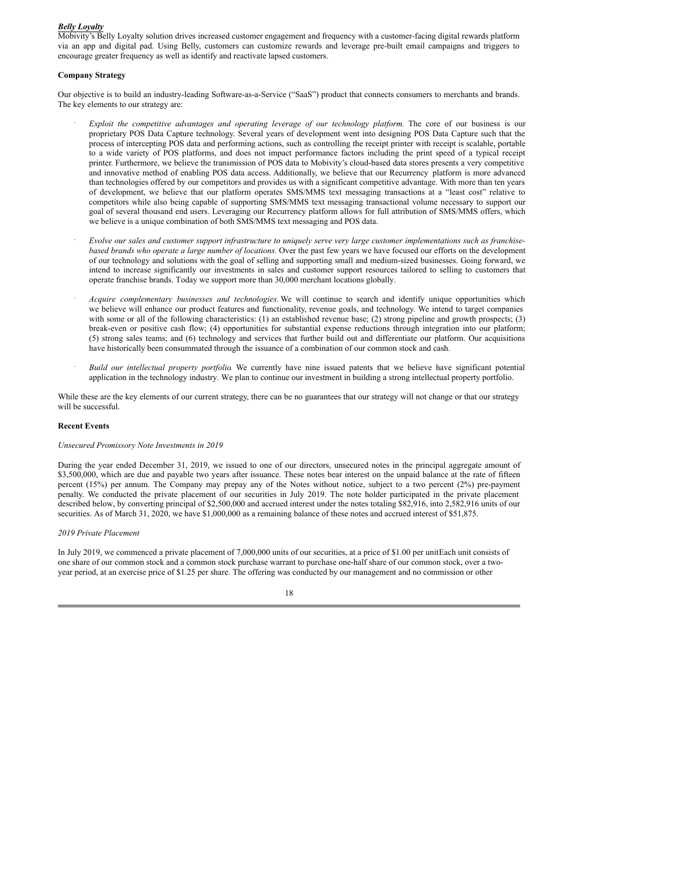***Belly Loyalty***

Mobivity's Belly Loyalty solution drives increased customer engagement and frequency with a customer-facing digital rewards platform via an app and digital pad. Using Belly, customers can customize rewards and leverage pre-built email campaigns and triggers to encourage greater frequency as well as identify and reactivate lapsed customers.

**Company Strategy**

Our objective is to build an industry-leading Software-as-a-Service ("SaaS") product that connects consumers to merchants and brands. The key elements to our strategy are:

- *Exploit the competitive advantages and operating leverage of our technology platform.* The core of our business is our proprietary POS Data Capture technology. Several years of development went into designing POS Data Capture such that the process of intercepting POS data and performing actions, such as controlling the receipt printer with receipt is scalable, portable to a wide variety of POS platforms, and does not impact performance factors including the print speed of a typical receipt printer. Furthermore, we believe the transmission of POS data to Mobivity's cloud-based data stores presents a very competitive and innovative method of enabling POS data access. Additionally, we believe that our Recurrency platform is more advanced than technologies offered by our competitors and provides us with a significant competitive advantage. With more than ten years of development, we believe that our platform operates SMS/MMS text messaging transactions at a "least cost" relative to competitors while also being capable of supporting SMS/MMS text messaging transactional volume necessary to support our goal of several thousand end users. Leveraging our Recurrency platform allows for full attribution of SMS/MMS offers, which we believe is a unique combination of both SMS/MMS text messaging and POS data.

- *Evolve our sales and customer support infrastructure to uniquely serve very large customer implementations such as franchise-based brands who operate a large number of locations.* Over the past few years we have focused our efforts on the development of our technology and solutions with the goal of selling and supporting small and medium-sized businesses. Going forward, we intend to increase significantly our investments in sales and customer support resources tailored to selling to customers that operate franchise brands. Today we support more than 30,000 merchant locations globally.

- *Acquire complementary businesses and technologies.* We will continue to search and identify unique opportunities which we believe will enhance our product features and functionality, revenue goals, and technology. We intend to target companies with some or all of the following characteristics: (1) an established revenue base; (2) strong pipeline and growth prospects; (3) break-even or positive cash flow; (4) opportunities for substantial expense reductions through integration into our platform; (5) strong sales teams; and (6) technology and services that further build out and differentiate our platform. Our acquisitions have historically been consummated through the issuance of a combination of our common stock and cash.

- *Build our intellectual property portfolio.* We currently have nine issued patents that we believe have significant potential application in the technology industry. We plan to continue our investment in building a strong intellectual property portfolio.

While these are the key elements of our current strategy, there can be no guarantees that our strategy will not change or that our strategy will be successful.

**Recent Events**

*Unsecured Promissory Note Investments in 2019*

During the year ended December 31, 2019, we issued to one of our directors, unsecured notes in the principal aggregate amount of $3,500,000, which are due and payable two years after issuance. These notes bear interest on the unpaid balance at the rate of fifteen percent (15%) per annum. The Company may prepay any of the Notes without notice, subject to a two percent (2%) pre-payment penalty. We conducted the private placement of our securities in July 2019. The note holder participated in the private placement described below, by converting principal of $2,500,000 and accrued interest under the notes totaling $82,916, into 2,582,916 units of our securities. As of March 31, 2020, we have $1,000,000 as a remaining balance of these notes and accrued interest of $51,875.

*2019 Private Placement*

In July 2019, we commenced a private placement of 7,000,000 units of our securities, at a price of $1.00 per unitEach unit consists of one share of our common stock and a common stock purchase warrant to purchase one-half share of our common stock, over a two-year period, at an exercise price of $1.25 per share. The offering was conducted by our management and no commission or other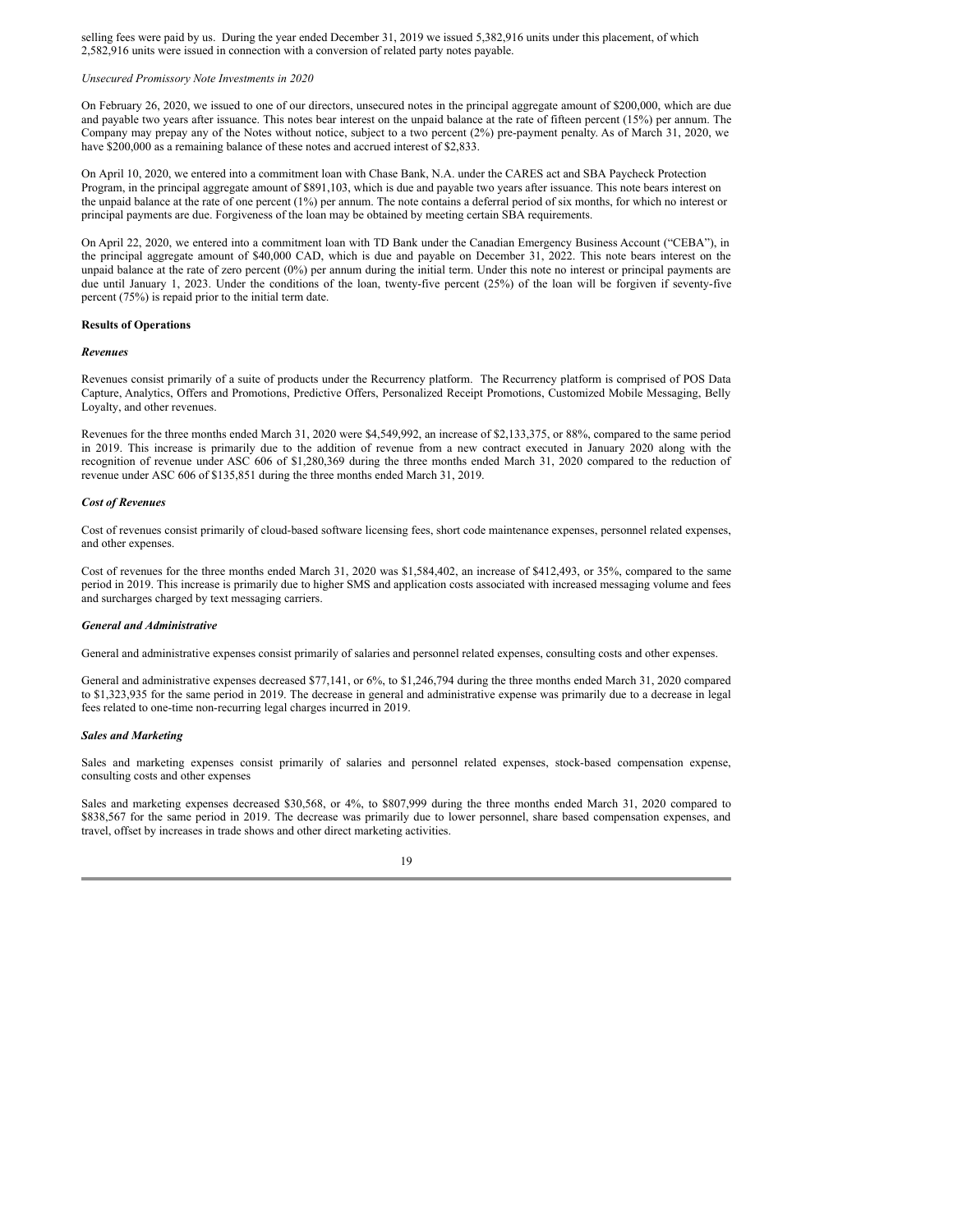selling fees were paid by us. During the year ended December 31, 2019 we issued 5,382,916 units under this placement, of which 2,582,916 units were issued in connection with a conversion of related party notes payable.

*Unsecured Promissory Note Investments in 2020*

On February 26, 2020, we issued to one of our directors, unsecured notes in the principal aggregate amount of $200,000, which are due and payable two years after issuance. This notes bear interest on the unpaid balance at the rate of fifteen percent (15%) per annum. The Company may prepay any of the Notes without notice, subject to a two percent (2%) pre-payment penalty. As of March 31, 2020, we have $200,000 as a remaining balance of these notes and accrued interest of $2,833.

On April 10, 2020, we entered into a commitment loan with Chase Bank, N.A. under the CARES act and SBA Paycheck Protection Program, in the principal aggregate amount of $891,103, which is due and payable two years after issuance. This note bears interest on the unpaid balance at the rate of one percent (1%) per annum. The note contains a deferral period of six months, for which no interest or principal payments are due. Forgiveness of the loan may be obtained by meeting certain SBA requirements.

On April 22, 2020, we entered into a commitment loan with TD Bank under the Canadian Emergency Business Account ("CEBA"), in the principal aggregate amount of $40,000 CAD, which is due and payable on December 31, 2022. This note bears interest on the unpaid balance at the rate of zero percent (0%) per annum during the initial term. Under this note no interest or principal payments are due until January 1, 2023. Under the conditions of the loan, twenty-five percent (25%) of the loan will be forgiven if seventy-five percent (75%) is repaid prior to the initial term date.

**Results of Operations**

***Revenues***

Revenues consist primarily of a suite of products under the Recurrency platform. The Recurrency platform is comprised of POS Data Capture, Analytics, Offers and Promotions, Predictive Offers, Personalized Receipt Promotions, Customized Mobile Messaging, Belly Loyalty, and other revenues.

Revenues for the three months ended March 31, 2020 were $4,549,992, an increase of $2,133,375, or 88%, compared to the same period in 2019. This increase is primarily due to the addition of revenue from a new contract executed in January 2020 along with the recognition of revenue under ASC 606 of $1,280,369 during the three months ended March 31, 2020 compared to the reduction of revenue under ASC 606 of $135,851 during the three months ended March 31, 2019.

***Cost of Revenues***

Cost of revenues consist primarily of cloud-based software licensing fees, short code maintenance expenses, personnel related expenses, and other expenses.

Cost of revenues for the three months ended March 31, 2020 was $1,584,402, an increase of $412,493, or 35%, compared to the same period in 2019. This increase is primarily due to higher SMS and application costs associated with increased messaging volume and fees and surcharges charged by text messaging carriers.

***General and Administrative***

General and administrative expenses consist primarily of salaries and personnel related expenses, consulting costs and other expenses.

General and administrative expenses decreased $77,141, or 6%, to $1,246,794 during the three months ended March 31, 2020 compared to $1,323,935 for the same period in 2019. The decrease in general and administrative expense was primarily due to a decrease in legal fees related to one-time non-recurring legal charges incurred in 2019.

***Sales and Marketing***

Sales and marketing expenses consist primarily of salaries and personnel related expenses, stock-based compensation expense, consulting costs and other expenses

Sales and marketing expenses decreased $30,568, or 4%, to $807,999 during the three months ended March 31, 2020 compared to $838,567 for the same period in 2019. The decrease was primarily due to lower personnel, share based compensation expenses, and travel, offset by increases in trade shows and other direct marketing activities.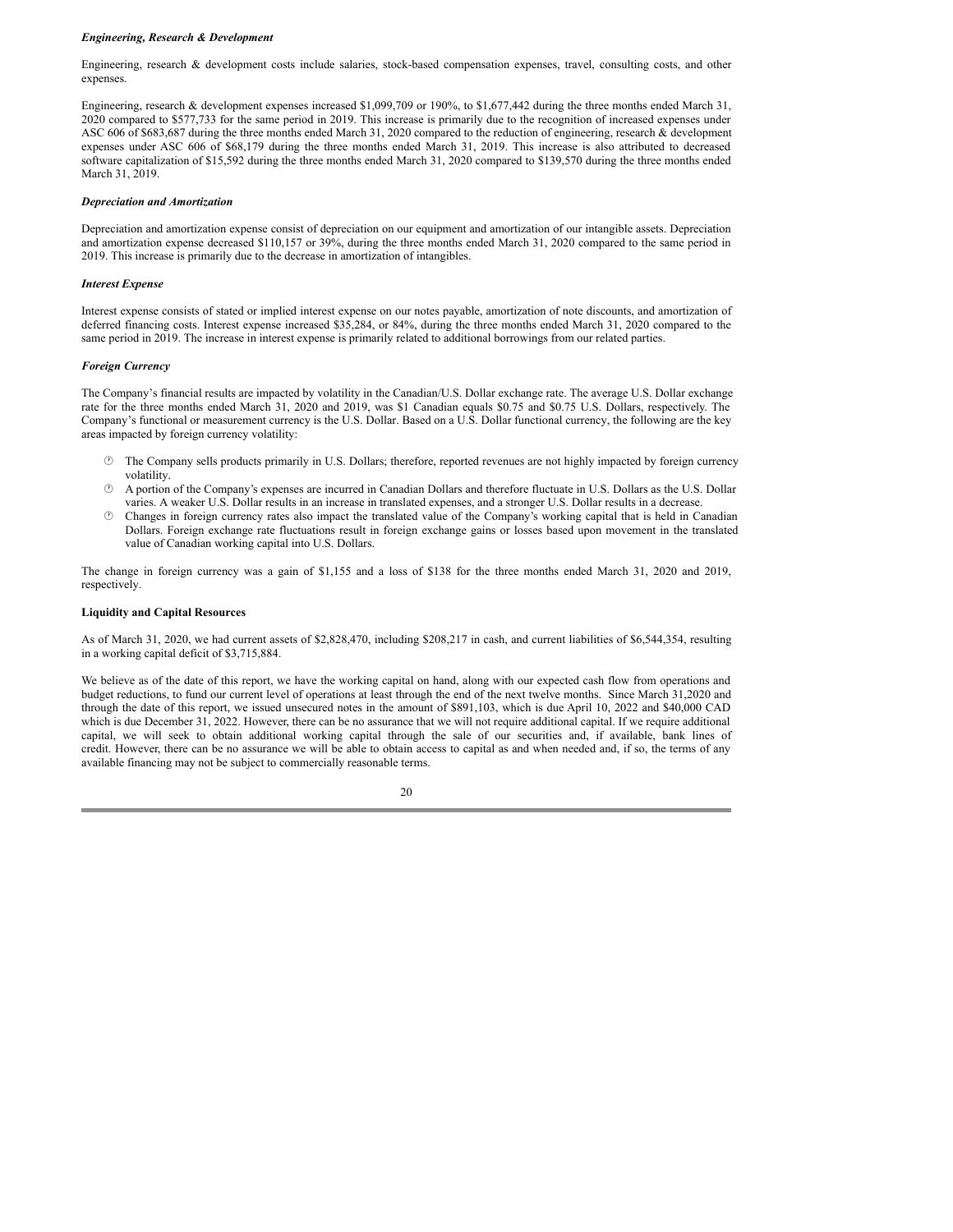***Engineering, Research & Development***

Engineering, research & development costs include salaries, stock-based compensation expenses, travel, consulting costs, and other expenses.

Engineering, research & development expenses increased $1,099,709 or 190%, to $1,677,442 during the three months ended March 31, 2020 compared to $577,733 for the same period in 2019. This increase is primarily due to the recognition of increased expenses under ASC 606 of $683,687 during the three months ended March 31, 2020 compared to the reduction of engineering, research & development expenses under ASC 606 of $68,179 during the three months ended March 31, 2019. This increase is also attributed to decreased software capitalization of $15,592 during the three months ended March 31, 2020 compared to $139,570 during the three months ended March 31, 2019.

***Depreciation and Amortization***

Depreciation and amortization expense consist of depreciation on our equipment and amortization of our intangible assets. Depreciation and amortization expense decreased $110,157 or 39%, during the three months ended March 31, 2020 compared to the same period in 2019. This increase is primarily due to the decrease in amortization of intangibles.

***Interest Expense***

Interest expense consists of stated or implied interest expense on our notes payable, amortization of note discounts, and amortization of deferred financing costs. Interest expense increased $35,284, or 84%, during the three months ended March 31, 2020 compared to the same period in 2019. The increase in interest expense is primarily related to additional borrowings from our related parties.

***Foreign Currency***

The Company's financial results are impacted by volatility in the Canadian/U.S. Dollar exchange rate. The average U.S. Dollar exchange rate for the three months ended March 31, 2020 and 2019, was $1 Canadian equals $0.75 and $0.75 U.S. Dollars, respectively. The Company's functional or measurement currency is the U.S. Dollar. Based on a U.S. Dollar functional currency, the following are the key areas impacted by foreign currency volatility:

- The Company sells products primarily in U.S. Dollars; therefore, reported revenues are not highly impacted by foreign currency volatility.
- A portion of the Company's expenses are incurred in Canadian Dollars and therefore fluctuate in U.S. Dollars as the U.S. Dollar varies. A weaker U.S. Dollar results in an increase in translated expenses, and a stronger U.S. Dollar results in a decrease.
- Changes in foreign currency rates also impact the translated value of the Company's working capital that is held in Canadian Dollars. Foreign exchange rate fluctuations result in foreign exchange gains or losses based upon movement in the translated value of Canadian working capital into U.S. Dollars.

The change in foreign currency was a gain of $1,155 and a loss of $138 for the three months ended March 31, 2020 and 2019, respectively.

**Liquidity and Capital Resources**

As of March 31, 2020, we had current assets of $2,828,470, including $208,217 in cash, and current liabilities of $6,544,354, resulting in a working capital deficit of $3,715,884.

We believe as of the date of this report, we have the working capital on hand, along with our expected cash flow from operations and budget reductions, to fund our current level of operations at least through the end of the next twelve months. Since March 31,2020 and through the date of this report, we issued unsecured notes in the amount of $891,103, which is due April 10, 2022 and $40,000 CAD which is due December 31, 2022. However, there can be no assurance that we will not require additional capital. If we require additional capital, we will seek to obtain additional working capital through the sale of our securities and, if available, bank lines of credit. However, there can be no assurance we will be able to obtain access to capital as and when needed and, if so, the terms of any available financing may not be subject to commercially reasonable terms.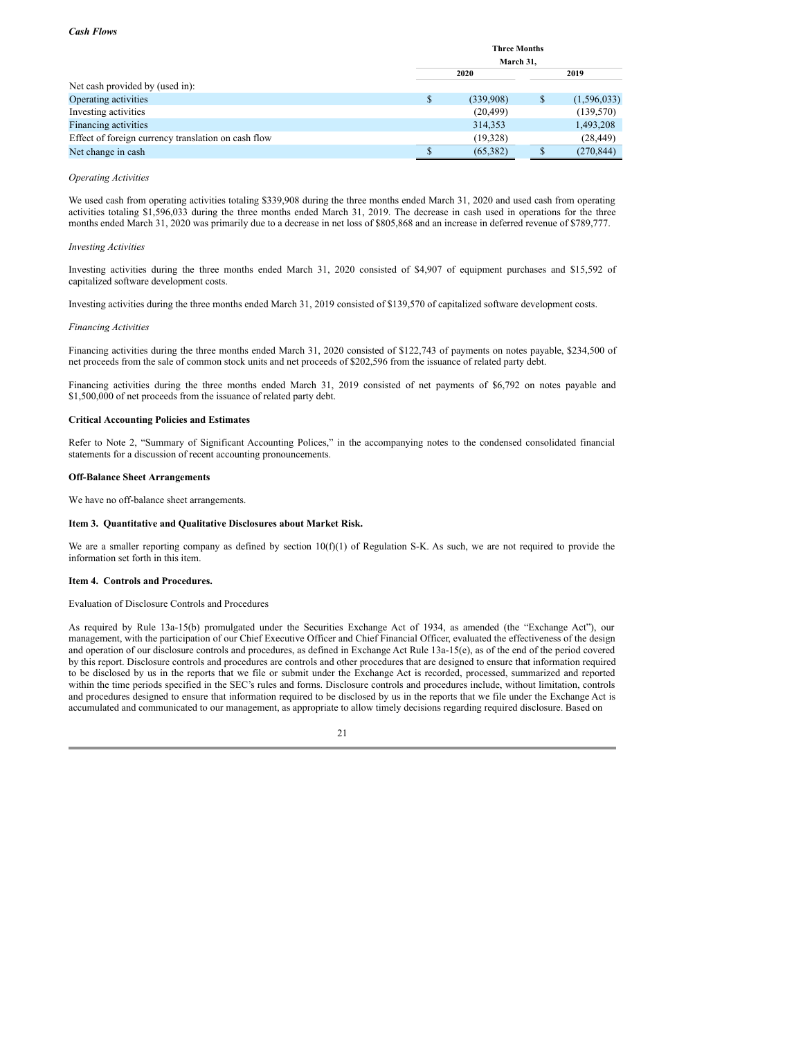*Cash Flows*

| | Three Months March 31, | | | |
|---|---|---|---|---|
| | 2020 | | 2019 | |
| Net cash provided by (used in): | | | | |
| Operating activities | $ | (339,908) | $ | (1,596,033) |
| Investing activities | | (20,499) | | (139,570) |
| Financing activities | | 314,353 | | 1,493,208 |
| Effect of foreign currency translation on cash flow | | (19,328) | | (28,449) |
| Net change in cash | $ | (65,382) | $ | (270,844) |

*Operating Activities*

We used cash from operating activities totaling $339,908 during the three months ended March 31, 2020 and used cash from operating activities totaling $1,596,033 during the three months ended March 31, 2019. The decrease in cash used in operations for the three months ended March 31, 2020 was primarily due to a decrease in net loss of $805,868 and an increase in deferred revenue of $789,777.

*Investing Activities*

Investing activities during the three months ended March 31, 2020 consisted of $4,907 of equipment purchases and $15,592 of capitalized software development costs.

Investing activities during the three months ended March 31, 2019 consisted of $139,570 of capitalized software development costs.

*Financing Activities*

Financing activities during the three months ended March 31, 2020 consisted of $122,743 of payments on notes payable, $234,500 of net proceeds from the sale of common stock units and net proceeds of $202,596 from the issuance of related party debt.

Financing activities during the three months ended March 31, 2019 consisted of net payments of $6,792 on notes payable and $1,500,000 of net proceeds from the issuance of related party debt.

**Critical Accounting Policies and Estimates**

Refer to Note 2, "Summary of Significant Accounting Polices," in the accompanying notes to the condensed consolidated financial statements for a discussion of recent accounting pronouncements.

**Off-Balance Sheet Arrangements**

We have no off-balance sheet arrangements.

**Item 3. Quantitative and Qualitative Disclosures about Market Risk.**

We are a smaller reporting company as defined by section 10(f)(1) of Regulation S-K. As such, we are not required to provide the information set forth in this item.

**Item 4. Controls and Procedures.**

Evaluation of Disclosure Controls and Procedures

As required by Rule 13a-15(b) promulgated under the Securities Exchange Act of 1934, as amended (the "Exchange Act"), our management, with the participation of our Chief Executive Officer and Chief Financial Officer, evaluated the effectiveness of the design and operation of our disclosure controls and procedures, as defined in Exchange Act Rule 13a-15(e), as of the end of the period covered by this report. Disclosure controls and procedures are controls and other procedures that are designed to ensure that information required to be disclosed by us in the reports that we file or submit under the Exchange Act is recorded, processed, summarized and reported within the time periods specified in the SEC's rules and forms. Disclosure controls and procedures include, without limitation, controls and procedures designed to ensure that information required to be disclosed by us in the reports that we file under the Exchange Act is accumulated and communicated to our management, as appropriate to allow timely decisions regarding required disclosure. Based on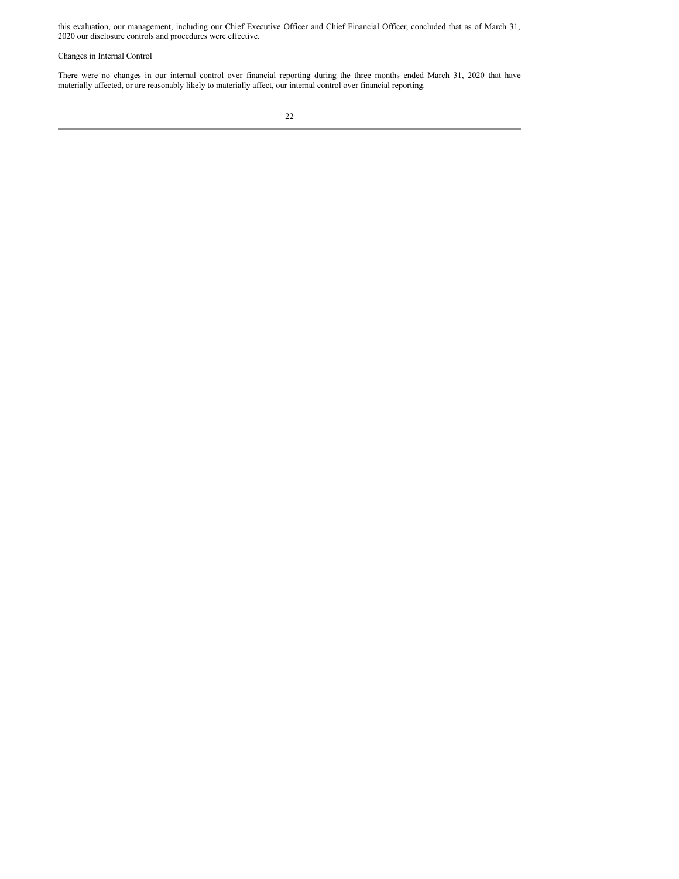this evaluation, our management, including our Chief Executive Officer and Chief Financial Officer, concluded that as of March 31, 2020 our disclosure controls and procedures were effective.

Changes in Internal Control

There were no changes in our internal control over financial reporting during the three months ended March 31, 2020 that have materially affected, or are reasonably likely to materially affect, our internal control over financial reporting.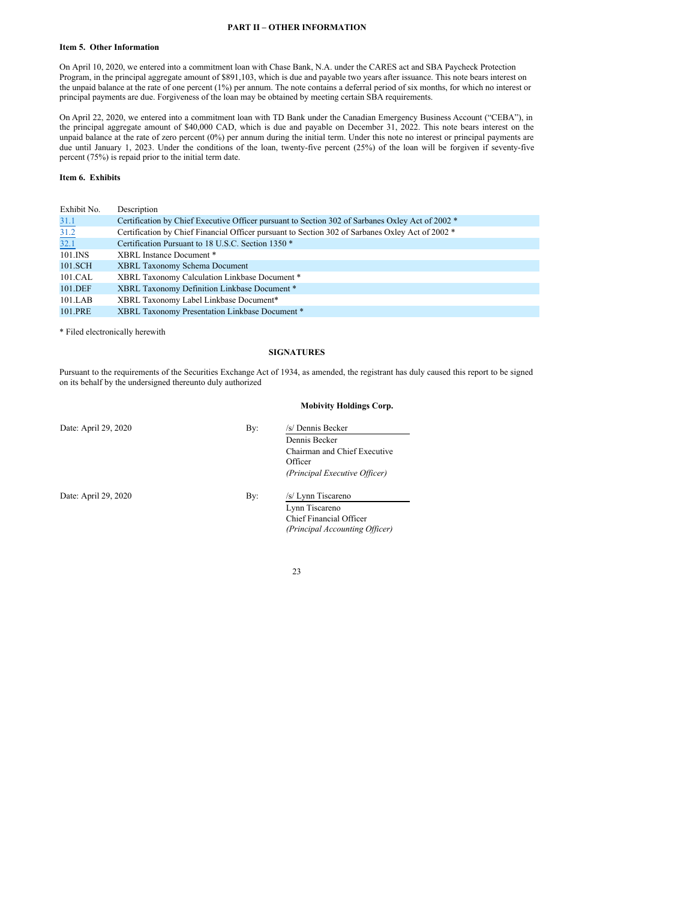## PART II – OTHER INFORMATION

### Item 5. Other Information

On April 10, 2020, we entered into a commitment loan with Chase Bank, N.A. under the CARES act and SBA Paycheck Protection Program, in the principal aggregate amount of $891,103, which is due and payable two years after issuance. This note bears interest on the unpaid balance at the rate of one percent (1%) per annum. The note contains a deferral period of six months, for which no interest or principal payments are due. Forgiveness of the loan may be obtained by meeting certain SBA requirements.

On April 22, 2020, we entered into a commitment loan with TD Bank under the Canadian Emergency Business Account ("CEBA"), in the principal aggregate amount of $40,000 CAD, which is due and payable on December 31, 2022. This note bears interest on the unpaid balance at the rate of zero percent (0%) per annum during the initial term. Under this note no interest or principal payments are due until January 1, 2023. Under the conditions of the loan, twenty-five percent (25%) of the loan will be forgiven if seventy-five percent (75%) is repaid prior to the initial term date.

### Item 6. Exhibits

| Exhibit No. | Description |
|---|---|
| 31.1 | Certification by Chief Executive Officer pursuant to Section 302 of Sarbanes Oxley Act of 2002 * |
| 31.2 | Certification by Chief Financial Officer pursuant to Section 302 of Sarbanes Oxley Act of 2002 * |
| 32.1 | Certification Pursuant to 18 U.S.C. Section 1350 * |
| 101.INS | XBRL Instance Document * |
| 101.SCH | XBRL Taxonomy Schema Document |
| 101.CAL | XBRL Taxonomy Calculation Linkbase Document * |
| 101.DEF | XBRL Taxonomy Definition Linkbase Document * |
| 101.LAB | XBRL Taxonomy Label Linkbase Document* |
| 101.PRE | XBRL Taxonomy Presentation Linkbase Document * |

* Filed electronically herewith

## SIGNATURES

Pursuant to the requirements of the Securities Exchange Act of 1934, as amended, the registrant has duly caused this report to be signed on its behalf by the undersigned thereunto duly authorized

**Mobivity Holdings Corp.**

Date: April 29, 2020

By: /s/ Dennis Becker
Dennis Becker
Chairman and Chief Executive Officer
*(Principal Executive Officer)*

Date: April 29, 2020

By: /s/ Lynn Tiscareno
Lynn Tiscareno
Chief Financial Officer
*(Principal Accounting Officer)*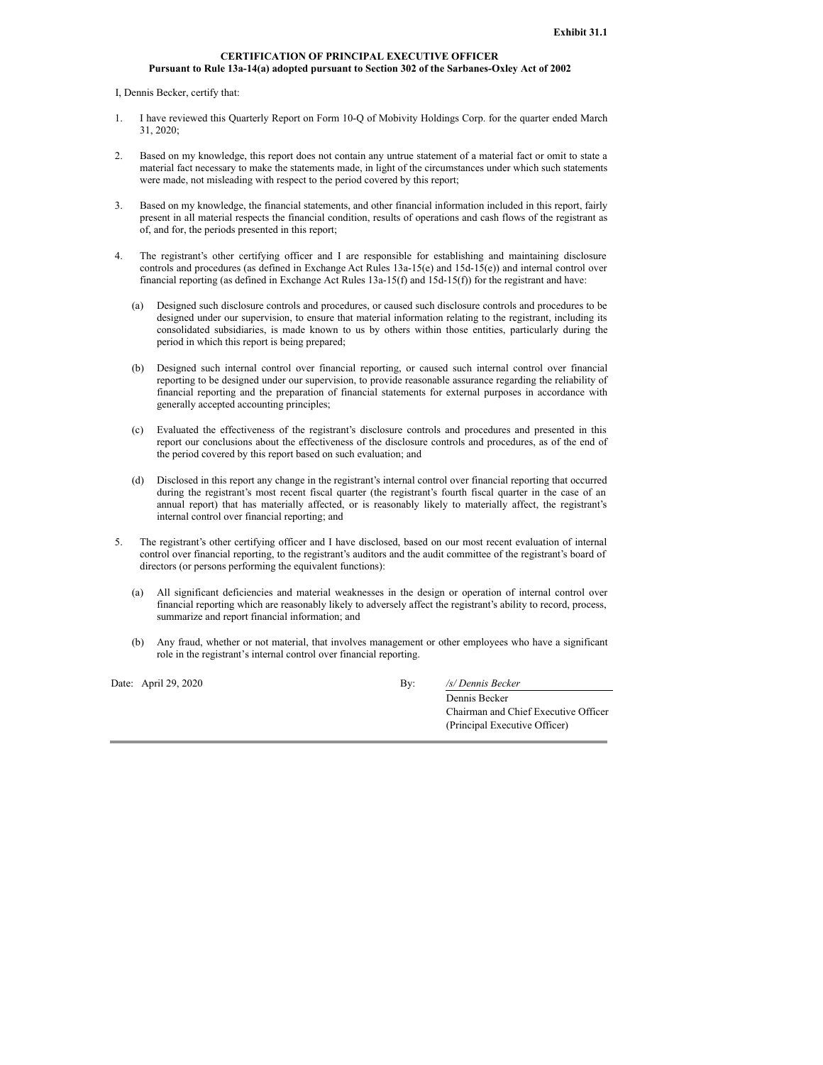**Exhibit 31.1**

**CERTIFICATION OF PRINCIPAL EXECUTIVE OFFICER**
**Pursuant to Rule 13a-14(a) adopted pursuant to Section 302 of the Sarbanes-Oxley Act of 2002**

I, Dennis Becker, certify that:

1. I have reviewed this Quarterly Report on Form 10-Q of Mobivity Holdings Corp. for the quarter ended March 31, 2020;

2. Based on my knowledge, this report does not contain any untrue statement of a material fact or omit to state a material fact necessary to make the statements made, in light of the circumstances under which such statements were made, not misleading with respect to the period covered by this report;

3. Based on my knowledge, the financial statements, and other financial information included in this report, fairly present in all material respects the financial condition, results of operations and cash flows of the registrant as of, and for, the periods presented in this report;

4. The registrant's other certifying officer and I are responsible for establishing and maintaining disclosure controls and procedures (as defined in Exchange Act Rules 13a-15(e) and 15d-15(e)) and internal control over financial reporting (as defined in Exchange Act Rules 13a-15(f) and 15d-15(f)) for the registrant and have:

   (a) Designed such disclosure controls and procedures, or caused such disclosure controls and procedures to be designed under our supervision, to ensure that material information relating to the registrant, including its consolidated subsidiaries, is made known to us by others within those entities, particularly during the period in which this report is being prepared;

   (b) Designed such internal control over financial reporting, or caused such internal control over financial reporting to be designed under our supervision, to provide reasonable assurance regarding the reliability of financial reporting and the preparation of financial statements for external purposes in accordance with generally accepted accounting principles;

   (c) Evaluated the effectiveness of the registrant's disclosure controls and procedures and presented in this report our conclusions about the effectiveness of the disclosure controls and procedures, as of the end of the period covered by this report based on such evaluation; and

   (d) Disclosed in this report any change in the registrant's internal control over financial reporting that occurred during the registrant's most recent fiscal quarter (the registrant's fourth fiscal quarter in the case of an annual report) that has materially affected, or is reasonably likely to materially affect, the registrant's internal control over financial reporting; and

5. The registrant's other certifying officer and I have disclosed, based on our most recent evaluation of internal control over financial reporting, to the registrant's auditors and the audit committee of the registrant's board of directors (or persons performing the equivalent functions):

   (a) All significant deficiencies and material weaknesses in the design or operation of internal control over financial reporting which are reasonably likely to adversely affect the registrant's ability to record, process, summarize and report financial information; and

   (b) Any fraud, whether or not material, that involves management or other employees who have a significant role in the registrant's internal control over financial reporting.

Date: April 29, 2020

By: */s/ Dennis Becker*
Dennis Becker
Chairman and Chief Executive Officer
(Principal Executive Officer)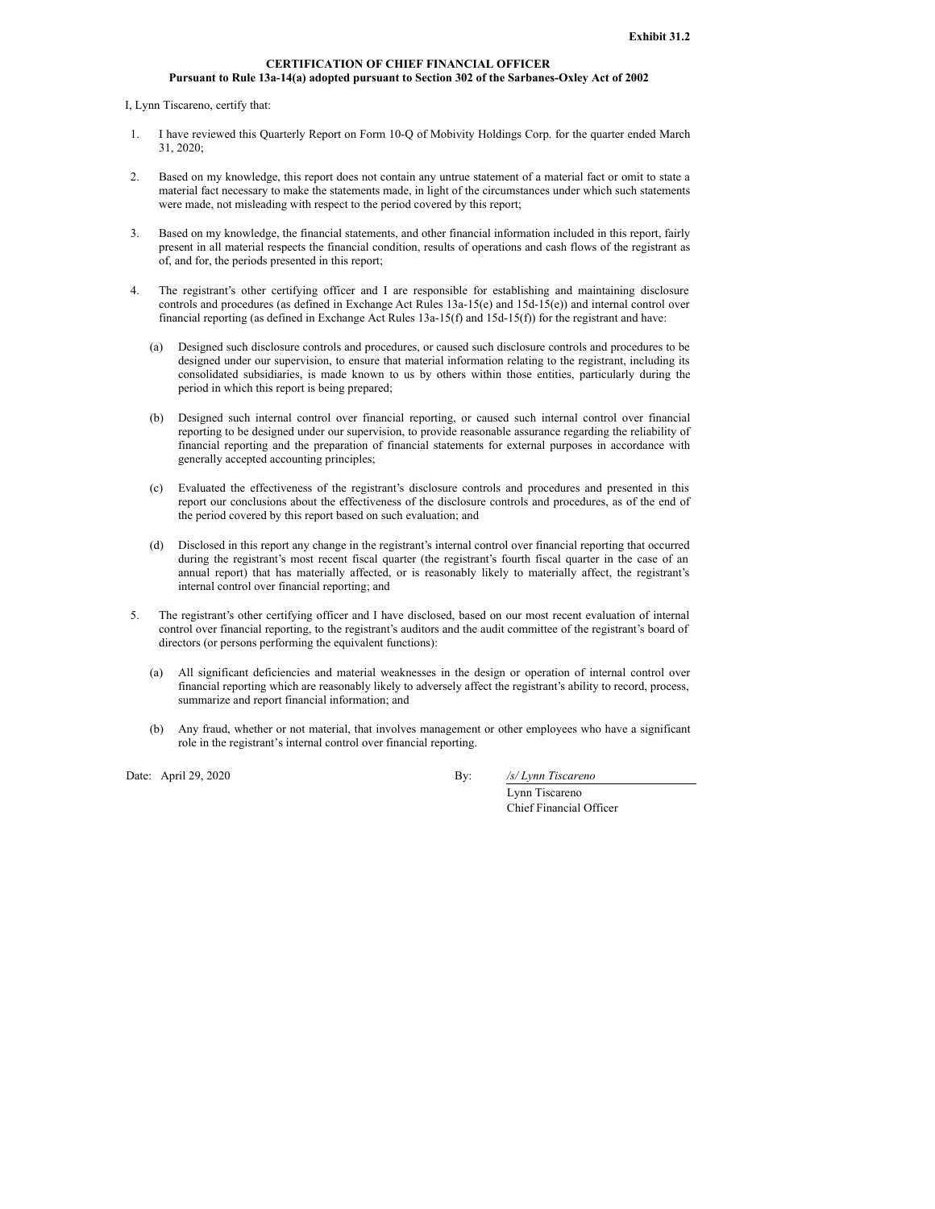**Exhibit 31.2**

**CERTIFICATION OF CHIEF FINANCIAL OFFICER**
**Pursuant to Rule 13a-14(a) adopted pursuant to Section 302 of the Sarbanes-Oxley Act of 2002**

I, Lynn Tiscareno, certify that:

1. I have reviewed this Quarterly Report on Form 10-Q of Mobivity Holdings Corp. for the quarter ended March 31, 2020;

2. Based on my knowledge, this report does not contain any untrue statement of a material fact or omit to state a material fact necessary to make the statements made, in light of the circumstances under which such statements were made, not misleading with respect to the period covered by this report;

3. Based on my knowledge, the financial statements, and other financial information included in this report, fairly present in all material respects the financial condition, results of operations and cash flows of the registrant as of, and for, the periods presented in this report;

4. The registrant's other certifying officer and I are responsible for establishing and maintaining disclosure controls and procedures (as defined in Exchange Act Rules 13a-15(e) and 15d-15(e)) and internal control over financial reporting (as defined in Exchange Act Rules 13a-15(f) and 15d-15(f)) for the registrant and have:

   (a) Designed such disclosure controls and procedures, or caused such disclosure controls and procedures to be designed under our supervision, to ensure that material information relating to the registrant, including its consolidated subsidiaries, is made known to us by others within those entities, particularly during the period in which this report is being prepared;

   (b) Designed such internal control over financial reporting, or caused such internal control over financial reporting to be designed under our supervision, to provide reasonable assurance regarding the reliability of financial reporting and the preparation of financial statements for external purposes in accordance with generally accepted accounting principles;

   (c) Evaluated the effectiveness of the registrant's disclosure controls and procedures and presented in this report our conclusions about the effectiveness of the disclosure controls and procedures, as of the end of the period covered by this report based on such evaluation; and

   (d) Disclosed in this report any change in the registrant's internal control over financial reporting that occurred during the registrant's most recent fiscal quarter (the registrant's fourth fiscal quarter in the case of an annual report) that has materially affected, or is reasonably likely to materially affect, the registrant's internal control over financial reporting; and

5. The registrant's other certifying officer and I have disclosed, based on our most recent evaluation of internal control over financial reporting, to the registrant's auditors and the audit committee of the registrant's board of directors (or persons performing the equivalent functions):

   (a) All significant deficiencies and material weaknesses in the design or operation of internal control over financial reporting which are reasonably likely to adversely affect the registrant's ability to record, process, summarize and report financial information; and

   (b) Any fraud, whether or not material, that involves management or other employees who have a significant role in the registrant's internal control over financial reporting.

Date: April 29, 2020

By: */s/ Lynn Tiscareno*
Lynn Tiscareno
Chief Financial Officer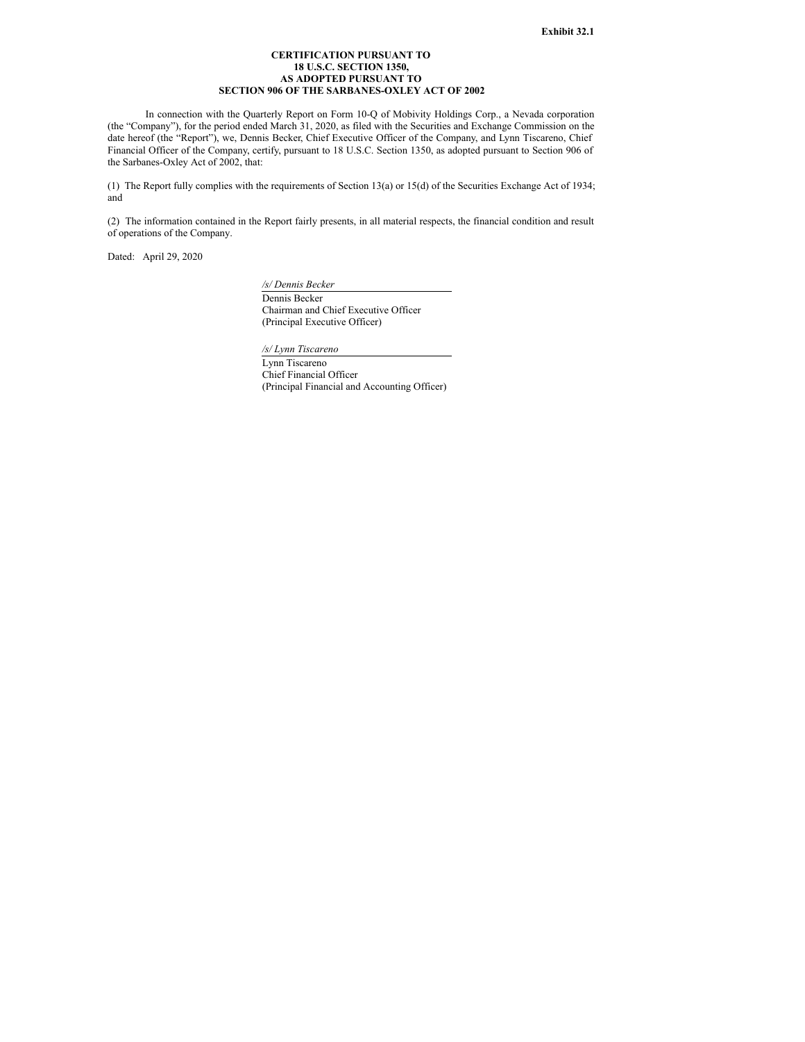**Exhibit 32.1**

**CERTIFICATION PURSUANT TO**
**18 U.S.C. SECTION 1350,**
**AS ADOPTED PURSUANT TO**
**SECTION 906 OF THE SARBANES-OXLEY ACT OF 2002**

In connection with the Quarterly Report on Form 10-Q of Mobivity Holdings Corp., a Nevada corporation (the “Company”), for the period ended March 31, 2020, as filed with the Securities and Exchange Commission on the date hereof (the “Report”), we, Dennis Becker, Chief Executive Officer of the Company, and Lynn Tiscareno, Chief Financial Officer of the Company, certify, pursuant to 18 U.S.C. Section 1350, as adopted pursuant to Section 906 of the Sarbanes-Oxley Act of 2002, that:

(1) The Report fully complies with the requirements of Section 13(a) or 15(d) of the Securities Exchange Act of 1934; and

(2) The information contained in the Report fairly presents, in all material respects, the financial condition and result of operations of the Company.

Dated: April 29, 2020

*/s/ Dennis Becker*
Dennis Becker
Chairman and Chief Executive Officer
(Principal Executive Officer)

*/s/ Lynn Tiscareno*
Lynn Tiscareno
Chief Financial Officer
(Principal Financial and Accounting Officer)